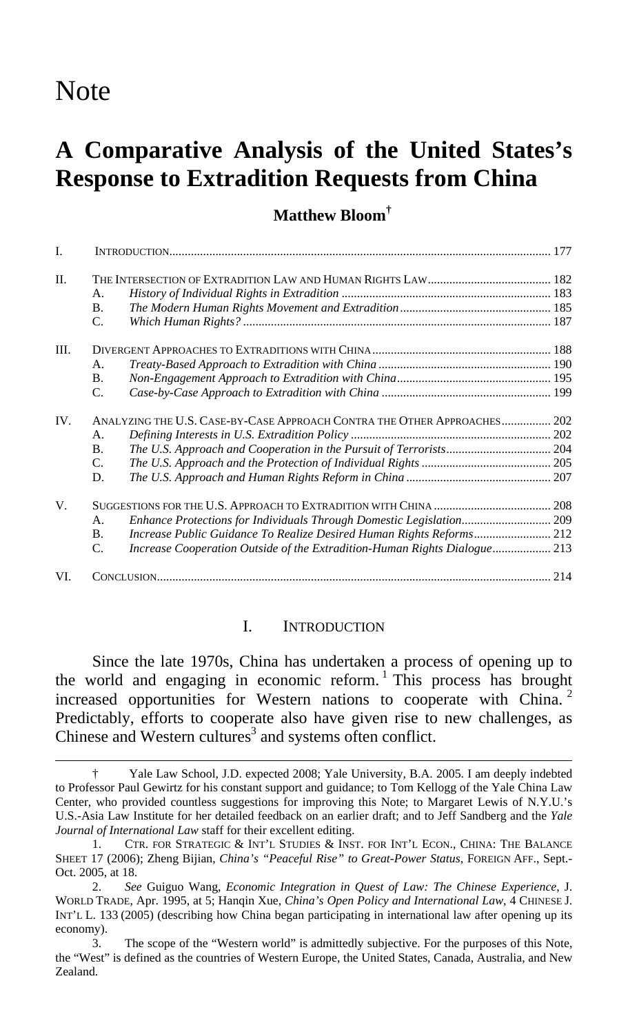# Note

# A Comparative Analysis of the United States's Response to Extradition Requests from China

**Matthew Bloom**[†]

| | | | |
|---|---|---|---|
| I. | INTRODUCTION | | 177 |
| II. | THE INTERSECTION OF EXTRADITION LAW AND HUMAN RIGHTS LAW | | 182 |
| | A. | *History of Individual Rights in Extradition* | 183 |
| | B. | *The Modern Human Rights Movement and Extradition* | 185 |
| | C. | *Which Human Rights?* | 187 |
| III. | DIVERGENT APPROACHES TO EXTRADITIONS WITH CHINA | | 188 |
| | A. | *Treaty-Based Approach to Extradition with China* | 190 |
| | B. | *Non-Engagement Approach to Extradition with China* | 195 |
| | C. | *Case-by-Case Approach to Extradition with China* | 199 |
| IV. | ANALYZING THE U.S. CASE-BY-CASE APPROACH CONTRA THE OTHER APPROACHES | | 202 |
| | A. | *Defining Interests in U.S. Extradition Policy* | 202 |
| | B. | *The U.S. Approach and Cooperation in the Pursuit of Terrorists* | 204 |
| | C. | *The U.S. Approach and the Protection of Individual Rights* | 205 |
| | D. | *The U.S. Approach and Human Rights Reform in China* | 207 |
| V. | SUGGESTIONS FOR THE U.S. APPROACH TO EXTRADITION WITH CHINA | | 208 |
| | A. | *Enhance Protections for Individuals Through Domestic Legislation* | 209 |
| | B. | *Increase Public Guidance To Realize Desired Human Rights Reforms* | 212 |
| | C. | *Increase Cooperation Outside of the Extradition-Human Rights Dialogue* | 213 |
| VI. | CONCLUSION | | 214 |

## I. INTRODUCTION

Since the late 1970s, China has undertaken a process of opening up to the world and engaging in economic reform.[1] This process has brought increased opportunities for Western nations to cooperate with China.[2] Predictably, efforts to cooperate also have given rise to new challenges, as Chinese and Western cultures[3] and systems often conflict.

† Yale Law School, J.D. expected 2008; Yale University, B.A. 2005. I am deeply indebted to Professor Paul Gewirtz for his constant support and guidance; to Tom Kellogg of the Yale China Law Center, who provided countless suggestions for improving this Note; to Margaret Lewis of N.Y.U.'s U.S.-Asia Law Institute for her detailed feedback on an earlier draft; and to Jeff Sandberg and the *Yale Journal of International Law* staff for their excellent editing.

1. CTR. FOR STRATEGIC & INT'L STUDIES & INST. FOR INT'L ECON., CHINA: THE BALANCE SHEET 17 (2006); Zheng Bijian, *China's "Peaceful Rise" to Great-Power Status*, FOREIGN AFF., Sept.-Oct. 2005, at 18.

2. *See* Guiguo Wang, *Economic Integration in Quest of Law: The Chinese Experience*, J. WORLD TRADE, Apr. 1995, at 5; Hanqin Xue, *China's Open Policy and International Law*, 4 CHINESE J. INT'L L. 133 (2005) (describing how China began participating in international law after opening up its economy).

3. The scope of the "Western world" is admittedly subjective. For the purposes of this Note, the "West" is defined as the countries of Western Europe, the United States, Canada, Australia, and New Zealand.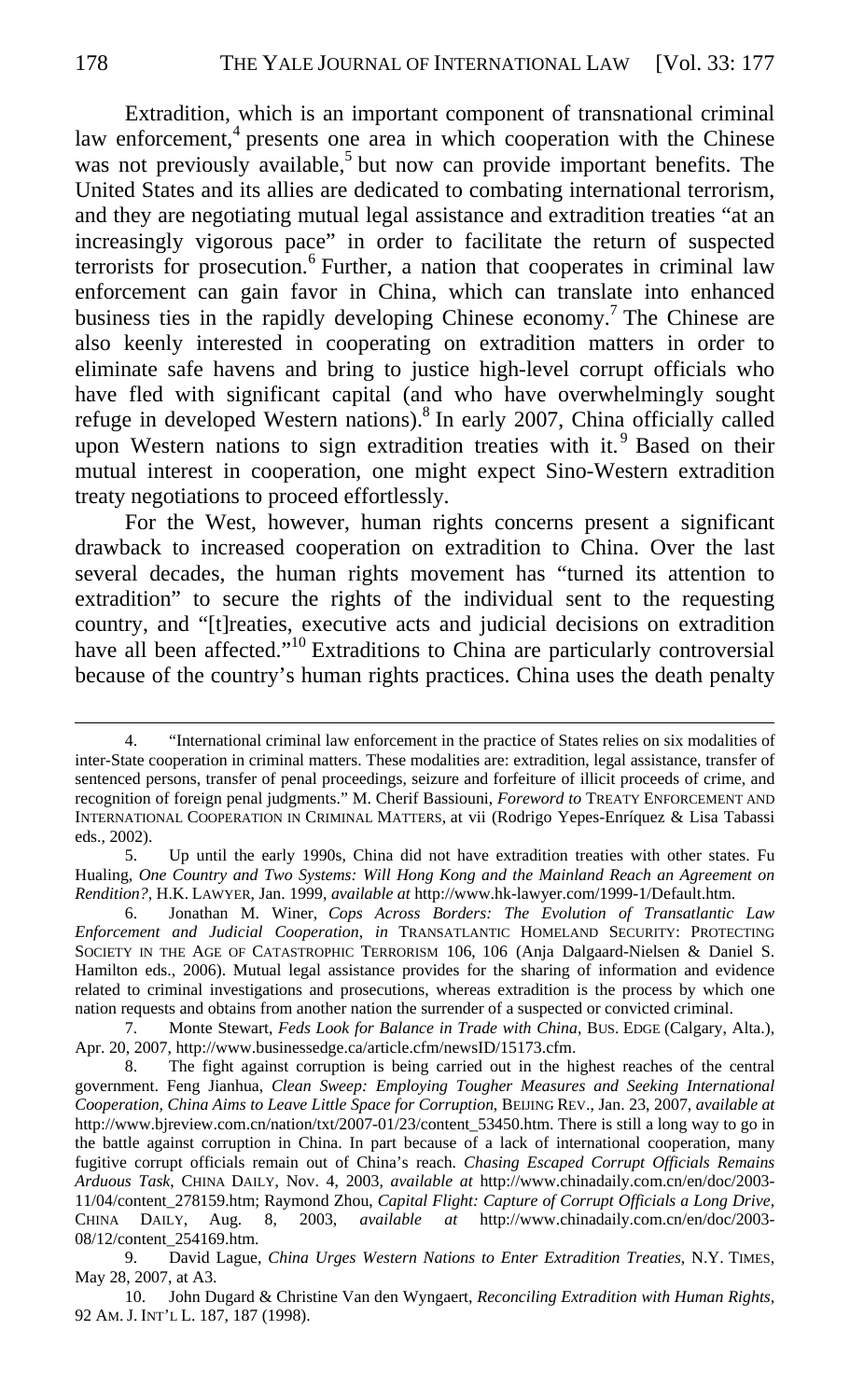Extradition, which is an important component of transnational criminal law enforcement,[4] presents one area in which cooperation with the Chinese was not previously available,[5] but now can provide important benefits. The United States and its allies are dedicated to combating international terrorism, and they are negotiating mutual legal assistance and extradition treaties "at an increasingly vigorous pace" in order to facilitate the return of suspected terrorists for prosecution.[6] Further, a nation that cooperates in criminal law enforcement can gain favor in China, which can translate into enhanced business ties in the rapidly developing Chinese economy.[7] The Chinese are also keenly interested in cooperating on extradition matters in order to eliminate safe havens and bring to justice high-level corrupt officials who have fled with significant capital (and who have overwhelmingly sought refuge in developed Western nations).[8] In early 2007, China officially called upon Western nations to sign extradition treaties with it.[9] Based on their mutual interest in cooperation, one might expect Sino-Western extradition treaty negotiations to proceed effortlessly.

For the West, however, human rights concerns present a significant drawback to increased cooperation on extradition to China. Over the last several decades, the human rights movement has "turned its attention to extradition" to secure the rights of the individual sent to the requesting country, and "[t]reaties, executive acts and judicial decisions on extradition have all been affected."[10] Extraditions to China are particularly controversial because of the country's human rights practices. China uses the death penalty

---

4. "International criminal law enforcement in the practice of States relies on six modalities of inter-State cooperation in criminal matters. These modalities are: extradition, legal assistance, transfer of sentenced persons, transfer of penal proceedings, seizure and forfeiture of illicit proceeds of crime, and recognition of foreign penal judgments." M. Cherif Bassiouni, *Foreword to* TREATY ENFORCEMENT AND INTERNATIONAL COOPERATION IN CRIMINAL MATTERS, at vii (Rodrigo Yepes-Enríquez & Lisa Tabassi eds., 2002).

5. Up until the early 1990s, China did not have extradition treaties with other states. Fu Hualing, *One Country and Two Systems: Will Hong Kong and the Mainland Reach an Agreement on Rendition?*, H.K. LAWYER, Jan. 1999, *available at* http://www.hk-lawyer.com/1999-1/Default.htm.

6. Jonathan M. Winer, *Cops Across Borders: The Evolution of Transatlantic Law Enforcement and Judicial Cooperation*, *in* TRANSATLANTIC HOMELAND SECURITY: PROTECTING SOCIETY IN THE AGE OF CATASTROPHIC TERRORISM 106, 106 (Anja Dalgaard-Nielsen & Daniel S. Hamilton eds., 2006). Mutual legal assistance provides for the sharing of information and evidence related to criminal investigations and prosecutions, whereas extradition is the process by which one nation requests and obtains from another nation the surrender of a suspected or convicted criminal.

7. Monte Stewart, *Feds Look for Balance in Trade with China*, BUS. EDGE (Calgary, Alta.), Apr. 20, 2007, http://www.businessedge.ca/article.cfm/newsID/15173.cfm.

8. The fight against corruption is being carried out in the highest reaches of the central government. Feng Jianhua, *Clean Sweep: Employing Tougher Measures and Seeking International Cooperation, China Aims to Leave Little Space for Corruption*, BEIJING REV., Jan. 23, 2007, *available at* http://www.bjreview.com.cn/nation/txt/2007-01/23/content_53450.htm. There is still a long way to go in the battle against corruption in China. In part because of a lack of international cooperation, many fugitive corrupt officials remain out of China's reach. *Chasing Escaped Corrupt Officials Remains Arduous Task*, CHINA DAILY, Nov. 4, 2003, *available at* http://www.chinadaily.com.cn/en/doc/2003-11/04/content_278159.htm; Raymond Zhou, *Capital Flight: Capture of Corrupt Officials a Long Drive*, CHINA DAILY, Aug. 8, 2003, *available at* http://www.chinadaily.com.cn/en/doc/2003-08/12/content_254169.htm.

9. David Lague, *China Urges Western Nations to Enter Extradition Treaties*, N.Y. TIMES, May 28, 2007, at A3.

10. John Dugard & Christine Van den Wyngaert, *Reconciling Extradition with Human Rights*, 92 AM. J. INT'L L. 187, 187 (1998).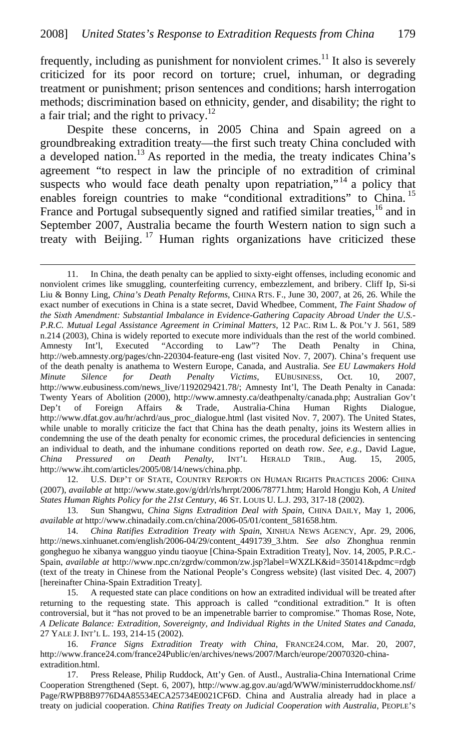frequently, including as punishment for nonviolent crimes.[11] It also is severely criticized for its poor record on torture; cruel, inhuman, or degrading treatment or punishment; prison sentences and conditions; harsh interrogation methods; discrimination based on ethnicity, gender, and disability; the right to a fair trial; and the right to privacy.[12]

Despite these concerns, in 2005 China and Spain agreed on a groundbreaking extradition treaty—the first such treaty China concluded with a developed nation.[13] As reported in the media, the treaty indicates China's agreement "to respect in law the principle of no extradition of criminal suspects who would face death penalty upon repatriation,"[14] a policy that enables foreign countries to make "conditional extraditions" to China.[15] France and Portugal subsequently signed and ratified similar treaties,[16] and in September 2007, Australia became the fourth Western nation to sign such a treaty with Beijing.[17] Human rights organizations have criticized these

---

11. In China, the death penalty can be applied to sixty-eight offenses, including economic and nonviolent crimes like smuggling, counterfeiting currency, embezzlement, and bribery. Cliff Ip, Si-si Liu & Bonny Ling, *China's Death Penalty Reforms*, CHINA RTS. F., June 30, 2007, at 26, 26. While the exact number of executions in China is a state secret, David Whedbee, Comment, *The Faint Shadow of the Sixth Amendment: Substantial Imbalance in Evidence-Gathering Capacity Abroad Under the U.S.-P.R.C. Mutual Legal Assistance Agreement in Criminal Matters*, 12 PAC. RIM L. & POL'Y J. 561, 589 n.214 (2003), China is widely reported to execute more individuals than the rest of the world combined. Amnesty Int'l, Executed "According to Law"? The Death Penalty in China, http://web.amnesty.org/pages/chn-220304-feature-eng (last visited Nov. 7, 2007). China's frequent use of the death penalty is anathema to Western Europe, Canada, and Australia. *See EU Lawmakers Hold Minute Silence for Death Penalty Victims*, EUBUSINESS, Oct. 10, 2007, http://www.eubusiness.com/news_live/1192029421.78/; Amnesty Int'l, The Death Penalty in Canada: Twenty Years of Abolition (2000), http://www.amnesty.ca/deathpenalty/canada.php; Australian Gov't Dep't of Foreign Affairs & Trade, Australia-China Human Rights Dialogue, http://www.dfat.gov.au/hr/achrd/aus_proc_dialogue.html (last visited Nov. 7, 2007). The United States, while unable to morally criticize the fact that China has the death penalty, joins its Western allies in condemning the use of the death penalty for economic crimes, the procedural deficiencies in sentencing an individual to death, and the inhumane conditions reported on death row. *See, e.g.*, David Lague, *China Pressured on Death Penalty*, INT'L HERALD TRIB., Aug. 15, 2005, http://www.iht.com/articles/2005/08/14/news/china.php.

12. U.S. DEP'T OF STATE, COUNTRY REPORTS ON HUMAN RIGHTS PRACTICES 2006: CHINA (2007), *available at* http://www.state.gov/g/drl/rls/hrrpt/2006/78771.htm; Harold Hongju Koh, *A United States Human Rights Policy for the 21st Century*, 46 ST. LOUIS U. L.J. 293, 317-18 (2002).

13. Sun Shangwu, *China Signs Extradition Deal with Spain*, CHINA DAILY, May 1, 2006, *available at* http://www.chinadaily.com.cn/china/2006-05/01/content_581658.htm.

14. *China Ratifies Extradition Treaty with Spain*, XINHUA NEWS AGENCY, Apr. 29, 2006, http://news.xinhuanet.com/english/2006-04/29/content_4491739_3.htm. *See also* Zhonghua renmin gongheguo he xibanya wangguo yindu tiaoyue [China-Spain Extradition Treaty], Nov. 14, 2005, P.R.C.-Spain, *available at* http://www.npc.cn/zgrdw/common/zw.jsp?label=WXZLK&id=350141&pdmc=rdgb (text of the treaty in Chinese from the National People's Congress website) (last visited Dec. 4, 2007) [hereinafter China-Spain Extradition Treaty].

15. A requested state can place conditions on how an extradited individual will be treated after returning to the requesting state. This approach is called "conditional extradition." It is often controversial, but it "has not proved to be an impenetrable barrier to compromise." Thomas Rose, Note, *A Delicate Balance: Extradition, Sovereignty, and Individual Rights in the United States and Canada*, 27 YALE J. INT'L L. 193, 214-15 (2002).

16. *France Signs Extradition Treaty with China*, FRANCE24.COM, Mar. 20, 2007, http://www.france24.com/france24Public/en/archives/news/2007/March/europe/20070320-china-extradition.html.

17. Press Release, Philip Ruddock, Att'y Gen. of Austl., Australia-China International Crime Cooperation Strengthened (Sept. 6, 2007), http://www.ag.gov.au/agd/WWW/ministerruddockhome.nsf/Page/RWPB8B9776D4A85534ECA25734E0021CF6D. China and Australia already had in place a treaty on judicial cooperation. *China Ratifies Treaty on Judicial Cooperation with Australia*, PEOPLE'S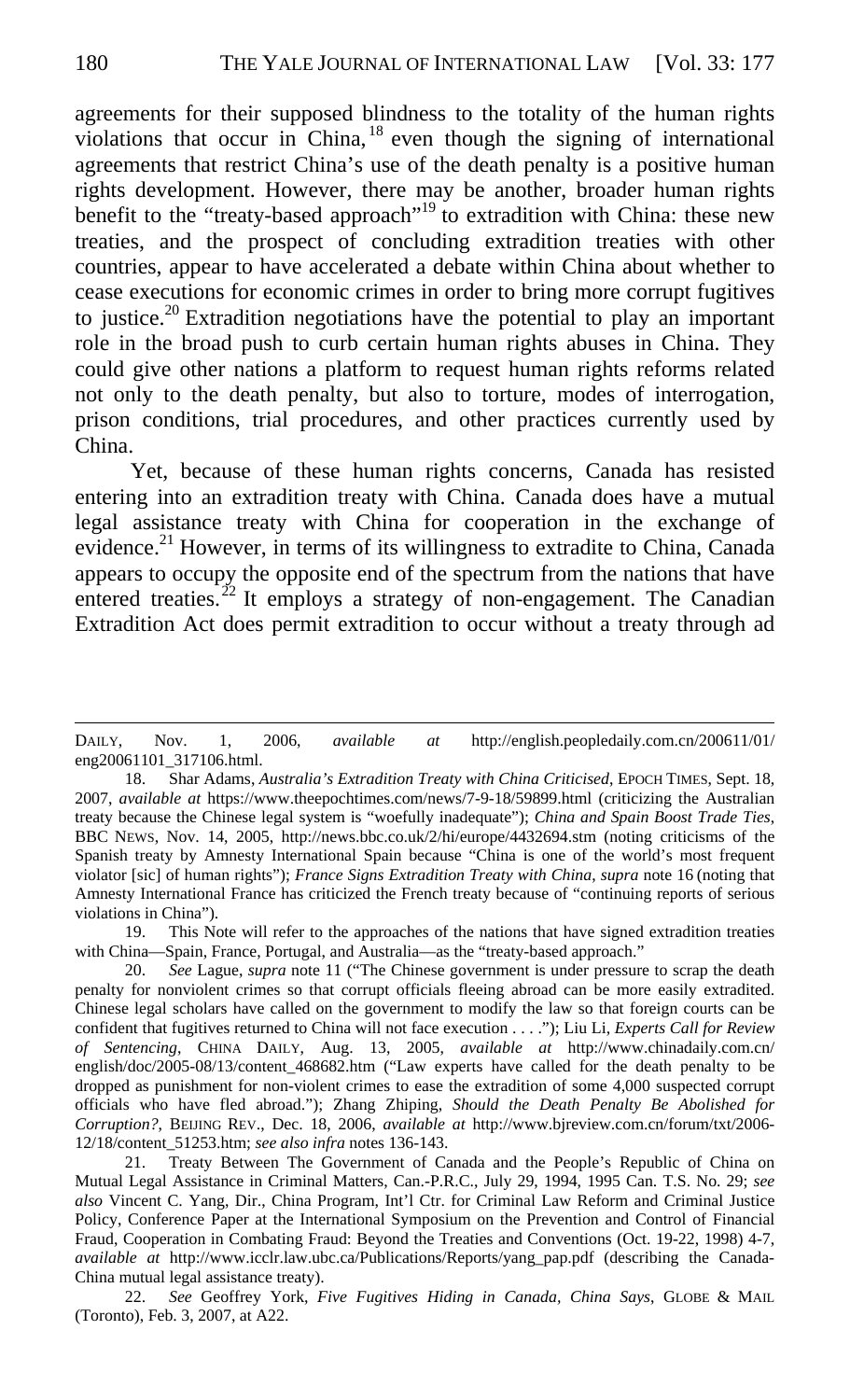agreements for their supposed blindness to the totality of the human rights violations that occur in China,[18] even though the signing of international agreements that restrict China's use of the death penalty is a positive human rights development. However, there may be another, broader human rights benefit to the "treaty-based approach"[19] to extradition with China: these new treaties, and the prospect of concluding extradition treaties with other countries, appear to have accelerated a debate within China about whether to cease executions for economic crimes in order to bring more corrupt fugitives to justice.[20] Extradition negotiations have the potential to play an important role in the broad push to curb certain human rights abuses in China. They could give other nations a platform to request human rights reforms related not only to the death penalty, but also to torture, modes of interrogation, prison conditions, trial procedures, and other practices currently used by China.

Yet, because of these human rights concerns, Canada has resisted entering into an extradition treaty with China. Canada does have a mutual legal assistance treaty with China for cooperation in the exchange of evidence.[21] However, in terms of its willingness to extradite to China, Canada appears to occupy the opposite end of the spectrum from the nations that have entered treaties.[22] It employs a strategy of non-engagement. The Canadian Extradition Act does permit extradition to occur without a treaty through ad

---

DAILY, Nov. 1, 2006, *available at* http://english.peopledaily.com.cn/200611/01/eng20061101_317106.html.

18. Shar Adams, *Australia's Extradition Treaty with China Criticised*, EPOCH TIMES, Sept. 18, 2007, *available at* https://www.theepochtimes.com/news/7-9-18/59899.html (criticizing the Australian treaty because the Chinese legal system is "woefully inadequate"); *China and Spain Boost Trade Ties*, BBC NEWS, Nov. 14, 2005, http://news.bbc.co.uk/2/hi/europe/4432694.stm (noting criticisms of the Spanish treaty by Amnesty International Spain because "China is one of the world's most frequent violator [sic] of human rights"); *France Signs Extradition Treaty with China*, *supra* note 16 (noting that Amnesty International France has criticized the French treaty because of "continuing reports of serious violations in China").

19. This Note will refer to the approaches of the nations that have signed extradition treaties with China—Spain, France, Portugal, and Australia—as the "treaty-based approach."

20. *See* Lague, *supra* note 11 ("The Chinese government is under pressure to scrap the death penalty for nonviolent crimes so that corrupt officials fleeing abroad can be more easily extradited. Chinese legal scholars have called on the government to modify the law so that foreign courts can be confident that fugitives returned to China will not face execution . . . ."); Liu Li, *Experts Call for Review of Sentencing*, CHINA DAILY, Aug. 13, 2005, *available at* http://www.chinadaily.com.cn/english/doc/2005-08/13/content_468682.htm ("Law experts have called for the death penalty to be dropped as punishment for non-violent crimes to ease the extradition of some 4,000 suspected corrupt officials who have fled abroad."); Zhang Zhiping, *Should the Death Penalty Be Abolished for Corruption?*, BEIJING REV., Dec. 18, 2006, *available at* http://www.bjreview.com.cn/forum/txt/2006-12/18/content_51253.htm; *see also infra* notes 136-143.

21. Treaty Between The Government of Canada and the People's Republic of China on Mutual Legal Assistance in Criminal Matters, Can.-P.R.C., July 29, 1994, 1995 Can. T.S. No. 29; *see also* Vincent C. Yang, Dir., China Program, Int'l Ctr. for Criminal Law Reform and Criminal Justice Policy, Conference Paper at the International Symposium on the Prevention and Control of Financial Fraud, Cooperation in Combating Fraud: Beyond the Treaties and Conventions (Oct. 19-22, 1998) 4-7, *available at* http://www.icclr.law.ubc.ca/Publications/Reports/yang_pap.pdf (describing the Canada-China mutual legal assistance treaty).

22. *See* Geoffrey York, *Five Fugitives Hiding in Canada, China Says*, GLOBE & MAIL (Toronto), Feb. 3, 2007, at A22.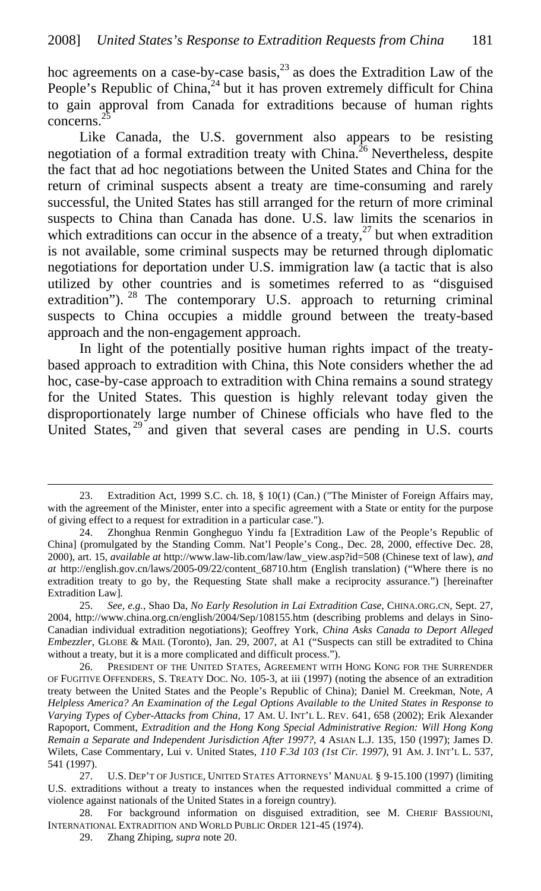hoc agreements on a case-by-case basis,[23] as does the Extradition Law of the People's Republic of China,[24] but it has proven extremely difficult for China to gain approval from Canada for extraditions because of human rights concerns.[25]

Like Canada, the U.S. government also appears to be resisting negotiation of a formal extradition treaty with China.[26] Nevertheless, despite the fact that ad hoc negotiations between the United States and China for the return of criminal suspects absent a treaty are time-consuming and rarely successful, the United States has still arranged for the return of more criminal suspects to China than Canada has done. U.S. law limits the scenarios in which extraditions can occur in the absence of a treaty,[27] but when extradition is not available, some criminal suspects may be returned through diplomatic negotiations for deportation under U.S. immigration law (a tactic that is also utilized by other countries and is sometimes referred to as "disguised extradition").[28] The contemporary U.S. approach to returning criminal suspects to China occupies a middle ground between the treaty-based approach and the non-engagement approach.

In light of the potentially positive human rights impact of the treaty-based approach to extradition with China, this Note considers whether the ad hoc, case-by-case approach to extradition with China remains a sound strategy for the United States. This question is highly relevant today given the disproportionately large number of Chinese officials who have fled to the United States,[29] and given that several cases are pending in U.S. courts

---

23. Extradition Act, 1999 S.C. ch. 18, § 10(1) (Can.) ("The Minister of Foreign Affairs may, with the agreement of the Minister, enter into a specific agreement with a State or entity for the purpose of giving effect to a request for extradition in a particular case.").

24. Zhonghua Renmin Gongheguo Yindu fa [Extradition Law of the People's Republic of China] (promulgated by the Standing Comm. Nat'l People's Cong., Dec. 28, 2000, effective Dec. 28, 2000), art. 15, *available at* http://www.law-lib.com/law/law_view.asp?id=508 (Chinese text of law), *and at* http://english.gov.cn/laws/2005-09/22/content_68710.htm (English translation) ("Where there is no extradition treaty to go by, the Requesting State shall make a reciprocity assurance.") [hereinafter Extradition Law].

25. *See, e.g.*, Shao Da, *No Early Resolution in Lai Extradition Case*, CHINA.ORG.CN, Sept. 27, 2004, http://www.china.org.cn/english/2004/Sep/108155.htm (describing problems and delays in Sino-Canadian individual extradition negotiations); Geoffrey York, *China Asks Canada to Deport Alleged Embezzler*, GLOBE & MAIL (Toronto), Jan. 29, 2007, at A1 ("Suspects can still be extradited to China without a treaty, but it is a more complicated and difficult process.").

26. PRESIDENT OF THE UNITED STATES, AGREEMENT WITH HONG KONG FOR THE SURRENDER OF FUGITIVE OFFENDERS, S. TREATY DOC. NO. 105-3, at iii (1997) (noting the absence of an extradition treaty between the United States and the People's Republic of China); Daniel M. Creekman, Note, *A Helpless America? An Examination of the Legal Options Available to the United States in Response to Varying Types of Cyber-Attacks from China*, 17 AM. U. INT'L L. REV. 641, 658 (2002); Erik Alexander Rapoport, Comment, *Extradition and the Hong Kong Special Administrative Region: Will Hong Kong Remain a Separate and Independent Jurisdiction After 1997?*, 4 ASIAN L.J. 135, 150 (1997); James D. Wilets, Case Commentary, Lui v. United States, *110 F.3d 103 (1st Cir. 1997)*, 91 AM. J. INT'L L. 537, 541 (1997).

27. U.S. DEP'T OF JUSTICE, UNITED STATES ATTORNEYS' MANUAL § 9-15.100 (1997) (limiting U.S. extraditions without a treaty to instances when the requested individual committed a crime of violence against nationals of the United States in a foreign country).

28. For background information on disguised extradition, see M. CHERIF BASSIOUNI, INTERNATIONAL EXTRADITION AND WORLD PUBLIC ORDER 121-45 (1974).

29. Zhang Zhiping, *supra* note 20.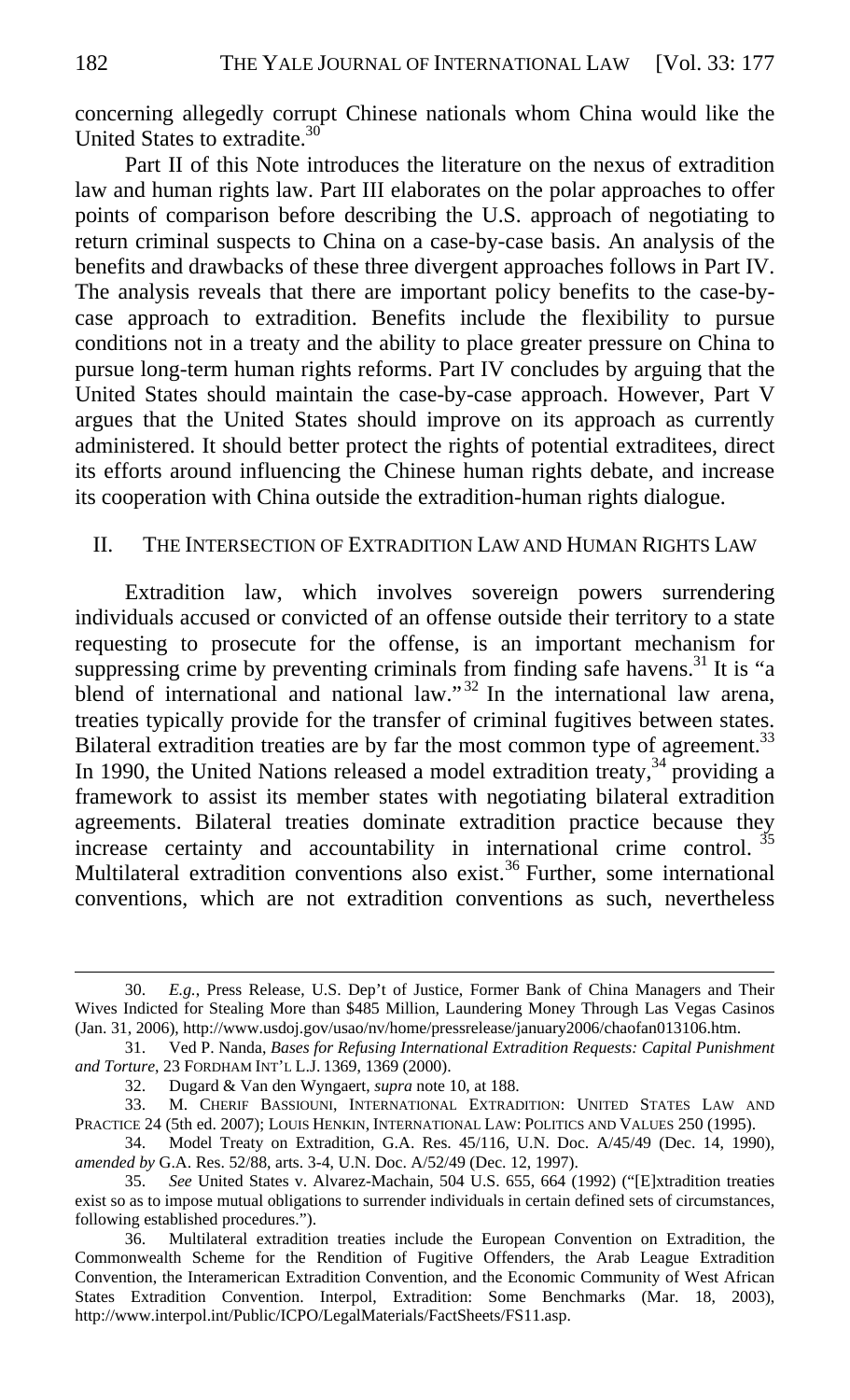concerning allegedly corrupt Chinese nationals whom China would like the United States to extradite.[30]

Part II of this Note introduces the literature on the nexus of extradition law and human rights law. Part III elaborates on the polar approaches to offer points of comparison before describing the U.S. approach of negotiating to return criminal suspects to China on a case-by-case basis. An analysis of the benefits and drawbacks of these three divergent approaches follows in Part IV. The analysis reveals that there are important policy benefits to the case-by-case approach to extradition. Benefits include the flexibility to pursue conditions not in a treaty and the ability to place greater pressure on China to pursue long-term human rights reforms. Part IV concludes by arguing that the United States should maintain the case-by-case approach. However, Part V argues that the United States should improve on its approach as currently administered. It should better protect the rights of potential extraditees, direct its efforts around influencing the Chinese human rights debate, and increase its cooperation with China outside the extradition-human rights dialogue.

## II. The Intersection of Extradition Law and Human Rights Law

Extradition law, which involves sovereign powers surrendering individuals accused or convicted of an offense outside their territory to a state requesting to prosecute for the offense, is an important mechanism for suppressing crime by preventing criminals from finding safe havens.[31] It is "a blend of international and national law."[32] In the international law arena, treaties typically provide for the transfer of criminal fugitives between states. Bilateral extradition treaties are by far the most common type of agreement.[33] In 1990, the United Nations released a model extradition treaty,[34] providing a framework to assist its member states with negotiating bilateral extradition agreements. Bilateral treaties dominate extradition practice because they increase certainty and accountability in international crime control.[35] Multilateral extradition conventions also exist.[36] Further, some international conventions, which are not extradition conventions as such, nevertheless

---

30. *E.g.*, Press Release, U.S. Dep't of Justice, Former Bank of China Managers and Their Wives Indicted for Stealing More than $485 Million, Laundering Money Through Las Vegas Casinos (Jan. 31, 2006), http://www.usdoj.gov/usao/nv/home/pressrelease/january2006/chaofan013106.htm.

31. Ved P. Nanda, *Bases for Refusing International Extradition Requests: Capital Punishment and Torture*, 23 Fordham Int'l L.J. 1369, 1369 (2000).

32. Dugard & Van den Wyngaert, *supra* note 10, at 188.

33. M. Cherif Bassiouni, International Extradition: United States Law and Practice 24 (5th ed. 2007); Louis Henkin, International Law: Politics and Values 250 (1995).

34. Model Treaty on Extradition, G.A. Res. 45/116, U.N. Doc. A/45/49 (Dec. 14, 1990), *amended by* G.A. Res. 52/88, arts. 3-4, U.N. Doc. A/52/49 (Dec. 12, 1997).

35. *See* United States v. Alvarez-Machain, 504 U.S. 655, 664 (1992) ("[E]xtradition treaties exist so as to impose mutual obligations to surrender individuals in certain defined sets of circumstances, following established procedures.").

36. Multilateral extradition treaties include the European Convention on Extradition, the Commonwealth Scheme for the Rendition of Fugitive Offenders, the Arab League Extradition Convention, the Interamerican Extradition Convention, and the Economic Community of West African States Extradition Convention. Interpol, Extradition: Some Benchmarks (Mar. 18, 2003), http://www.interpol.int/Public/ICPO/LegalMaterials/FactSheets/FS11.asp.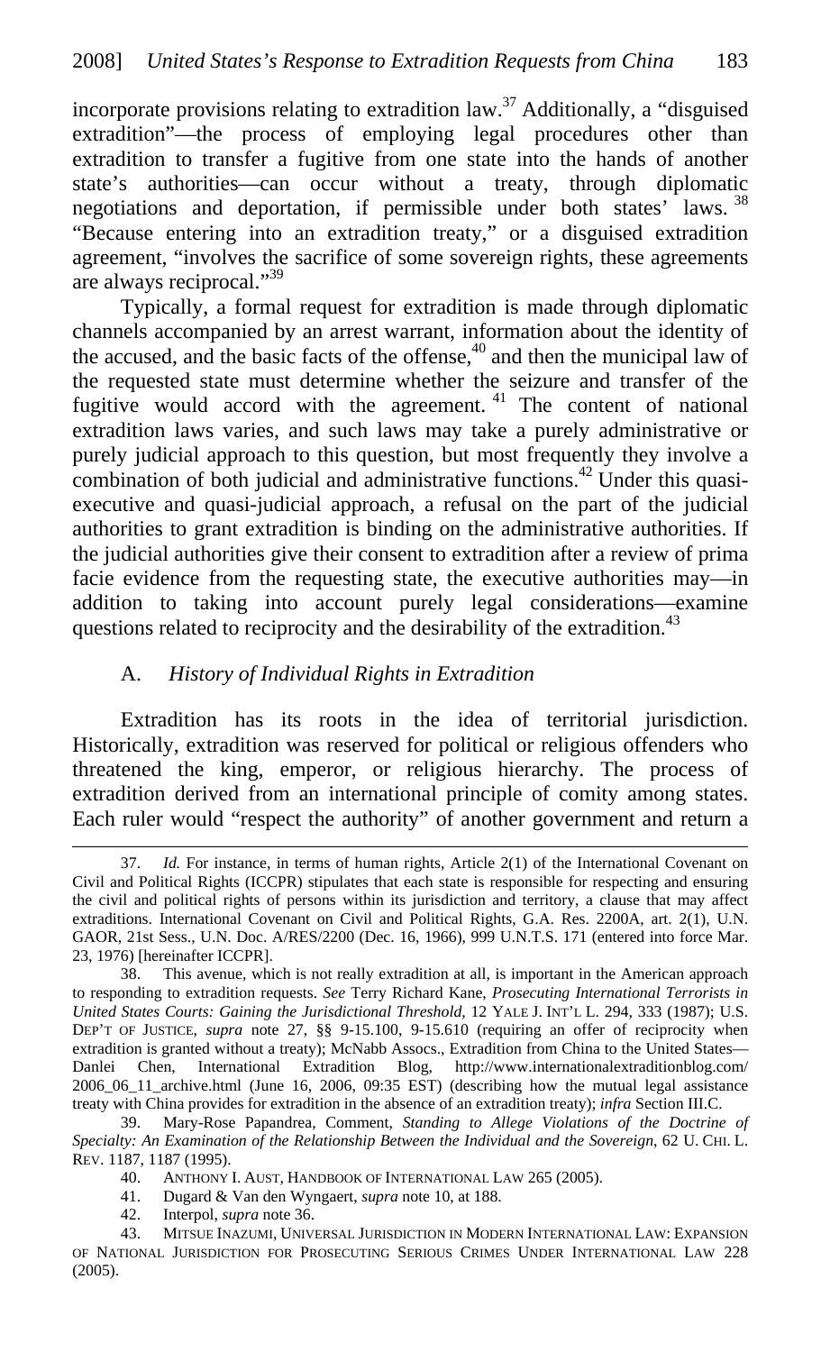incorporate provisions relating to extradition law.[37] Additionally, a "disguised extradition"—the process of employing legal procedures other than extradition to transfer a fugitive from one state into the hands of another state's authorities—can occur without a treaty, through diplomatic negotiations and deportation, if permissible under both states' laws.[38] "Because entering into an extradition treaty," or a disguised extradition agreement, "involves the sacrifice of some sovereign rights, these agreements are always reciprocal."[39]

Typically, a formal request for extradition is made through diplomatic channels accompanied by an arrest warrant, information about the identity of the accused, and the basic facts of the offense,[40] and then the municipal law of the requested state must determine whether the seizure and transfer of the fugitive would accord with the agreement.[41] The content of national extradition laws varies, and such laws may take a purely administrative or purely judicial approach to this question, but most frequently they involve a combination of both judicial and administrative functions.[42] Under this quasi-executive and quasi-judicial approach, a refusal on the part of the judicial authorities to grant extradition is binding on the administrative authorities. If the judicial authorities give their consent to extradition after a review of prima facie evidence from the requesting state, the executive authorities may—in addition to taking into account purely legal considerations—examine questions related to reciprocity and the desirability of the extradition.[43]

### A. *History of Individual Rights in Extradition*

Extradition has its roots in the idea of territorial jurisdiction. Historically, extradition was reserved for political or religious offenders who threatened the king, emperor, or religious hierarchy. The process of extradition derived from an international principle of comity among states. Each ruler would "respect the authority" of another government and return a

---

37. *Id.* For instance, in terms of human rights, Article 2(1) of the International Covenant on Civil and Political Rights (ICCPR) stipulates that each state is responsible for respecting and ensuring the civil and political rights of persons within its jurisdiction and territory, a clause that may affect extraditions. International Covenant on Civil and Political Rights, G.A. Res. 2200A, art. 2(1), U.N. GAOR, 21st Sess., U.N. Doc. A/RES/2200 (Dec. 16, 1966), 999 U.N.T.S. 171 (entered into force Mar. 23, 1976) [hereinafter ICCPR].

38. This avenue, which is not really extradition at all, is important in the American approach to responding to extradition requests. *See* Terry Richard Kane, *Prosecuting International Terrorists in United States Courts: Gaining the Jurisdictional Threshold*, 12 YALE J. INT'L L. 294, 333 (1987); U.S. DEP'T OF JUSTICE, *supra* note 27, §§ 9-15.100, 9-15.610 (requiring an offer of reciprocity when extradition is granted without a treaty); McNabb Assocs., Extradition from China to the United States—Danlei Chen, International Extradition Blog, http://www.internationalextraditionblog.com/2006_06_11_archive.html (June 16, 2006, 09:35 EST) (describing how the mutual legal assistance treaty with China provides for extradition in the absence of an extradition treaty); *infra* Section III.C.

39. Mary-Rose Papandrea, Comment, *Standing to Allege Violations of the Doctrine of Specialty: An Examination of the Relationship Between the Individual and the Sovereign*, 62 U. CHI. L. REV. 1187, 1187 (1995).

40. ANTHONY I. AUST, HANDBOOK OF INTERNATIONAL LAW 265 (2005).

41. Dugard & Van den Wyngaert, *supra* note 10, at 188.

42. Interpol, *supra* note 36.

43. MITSUE INAZUMI, UNIVERSAL JURISDICTION IN MODERN INTERNATIONAL LAW: EXPANSION OF NATIONAL JURISDICTION FOR PROSECUTING SERIOUS CRIMES UNDER INTERNATIONAL LAW 228 (2005).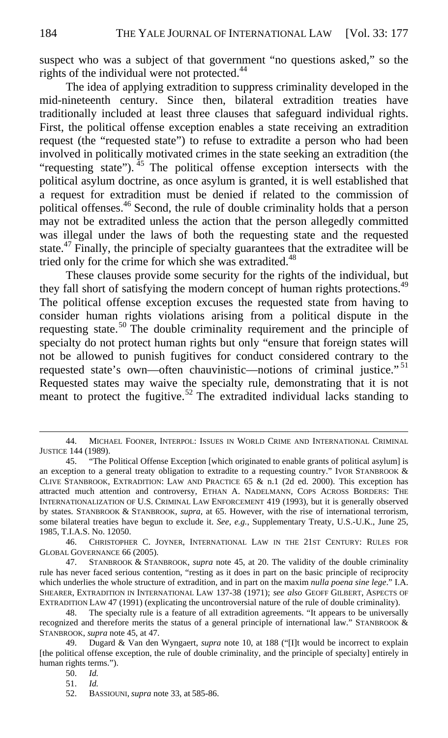suspect who was a subject of that government "no questions asked," so the rights of the individual were not protected.[44]

The idea of applying extradition to suppress criminality developed in the mid-nineteenth century. Since then, bilateral extradition treaties have traditionally included at least three clauses that safeguard individual rights. First, the political offense exception enables a state receiving an extradition request (the "requested state") to refuse to extradite a person who had been involved in politically motivated crimes in the state seeking an extradition (the "requesting state").[45] The political offense exception intersects with the political asylum doctrine, as once asylum is granted, it is well established that a request for extradition must be denied if related to the commission of political offenses.[46] Second, the rule of double criminality holds that a person may not be extradited unless the action that the person allegedly committed was illegal under the laws of both the requesting state and the requested state.[47] Finally, the principle of specialty guarantees that the extraditee will be tried only for the crime for which she was extradited.[48]

These clauses provide some security for the rights of the individual, but they fall short of satisfying the modern concept of human rights protections.[49] The political offense exception excuses the requested state from having to consider human rights violations arising from a political dispute in the requesting state.[50] The double criminality requirement and the principle of specialty do not protect human rights but only "ensure that foreign states will not be allowed to punish fugitives for conduct considered contrary to the requested state's own—often chauvinistic—notions of criminal justice."[51] Requested states may waive the specialty rule, demonstrating that it is not meant to protect the fugitive.[52] The extradited individual lacks standing to

---

44. MICHAEL FOONER, INTERPOL: ISSUES IN WORLD CRIME AND INTERNATIONAL CRIMINAL JUSTICE 144 (1989).

45. "The Political Offense Exception [which originated to enable grants of political asylum] is an exception to a general treaty obligation to extradite to a requesting country." IVOR STANBROOK & CLIVE STANBROOK, EXTRADITION: LAW AND PRACTICE 65 & n.1 (2d ed. 2000). This exception has attracted much attention and controversy, ETHAN A. NADELMANN, COPS ACROSS BORDERS: THE INTERNATIONALIZATION OF U.S. CRIMINAL LAW ENFORCEMENT 419 (1993), but it is generally observed by states. STANBROOK & STANBROOK, *supra*, at 65. However, with the rise of international terrorism, some bilateral treaties have begun to exclude it. *See, e.g.*, Supplementary Treaty, U.S.-U.K., June 25, 1985, T.I.A.S. No. 12050.

46. CHRISTOPHER C. JOYNER, INTERNATIONAL LAW IN THE 21ST CENTURY: RULES FOR GLOBAL GOVERNANCE 66 (2005).

47. STANBROOK & STANBROOK, *supra* note 45, at 20. The validity of the double criminality rule has never faced serious contention, "resting as it does in part on the basic principle of reciprocity which underlies the whole structure of extradition, and in part on the maxim *nulla poena sine lege*." I.A. SHEARER, EXTRADITION IN INTERNATIONAL LAW 137-38 (1971); *see also* GEOFF GILBERT, ASPECTS OF EXTRADITION LAW 47 (1991) (explicating the uncontroversial nature of the rule of double criminality).

48. The specialty rule is a feature of all extradition agreements. "It appears to be universally recognized and therefore merits the status of a general principle of international law." STANBROOK & STANBROOK, *supra* note 45, at 47.

49. Dugard & Van den Wyngaert, *supra* note 10, at 188 ("[I]t would be incorrect to explain [the political offense exception, the rule of double criminality, and the principle of specialty] entirely in human rights terms.").

50. *Id.*

51. *Id.*

52. BASSIOUNI, *supra* note 33, at 585-86.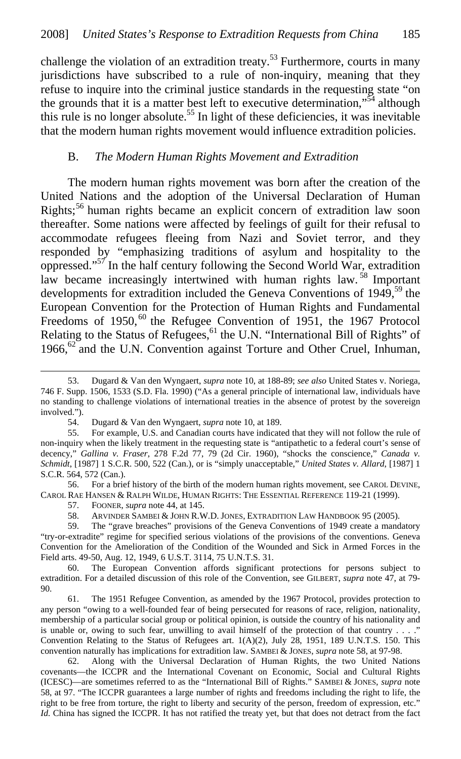challenge the violation of an extradition treaty.[53] Furthermore, courts in many jurisdictions have subscribed to a rule of non-inquiry, meaning that they refuse to inquire into the criminal justice standards in the requesting state "on the grounds that it is a matter best left to executive determination,"[54] although this rule is no longer absolute.[55] In light of these deficiencies, it was inevitable that the modern human rights movement would influence extradition policies.

### B. *The Modern Human Rights Movement and Extradition*

The modern human rights movement was born after the creation of the United Nations and the adoption of the Universal Declaration of Human Rights;[56] human rights became an explicit concern of extradition law soon thereafter. Some nations were affected by feelings of guilt for their refusal to accommodate refugees fleeing from Nazi and Soviet terror, and they responded by "emphasizing traditions of asylum and hospitality to the oppressed."[57] In the half century following the Second World War, extradition law became increasingly intertwined with human rights law.[58] Important developments for extradition included the Geneva Conventions of 1949,[59] the European Convention for the Protection of Human Rights and Fundamental Freedoms of 1950,[60] the Refugee Convention of 1951, the 1967 Protocol Relating to the Status of Refugees,[61] the U.N. "International Bill of Rights" of 1966,[62] and the U.N. Convention against Torture and Other Cruel, Inhuman,

---

53. Dugard & Van den Wyngaert, *supra* note 10, at 188-89; *see also* United States v. Noriega, 746 F. Supp. 1506, 1533 (S.D. Fla. 1990) ("As a general principle of international law, individuals have no standing to challenge violations of international treaties in the absence of protest by the sovereign involved.").

54. Dugard & Van den Wyngaert, *supra* note 10, at 189.

55. For example, U.S. and Canadian courts have indicated that they will not follow the rule of non-inquiry when the likely treatment in the requesting state is "antipathetic to a federal court's sense of decency," *Gallina v. Fraser*, 278 F.2d 77, 79 (2d Cir. 1960), "shocks the conscience," *Canada v. Schmidt*, [1987] 1 S.C.R. 500, 522 (Can.), or is "simply unacceptable," *United States v. Allard*, [1987] 1 S.C.R. 564, 572 (Can.).

56. For a brief history of the birth of the modern human rights movement, see CAROL DEVINE, CAROL RAE HANSEN & RALPH WILDE, HUMAN RIGHTS: THE ESSENTIAL REFERENCE 119-21 (1999).

57. FOONER, *supra* note 44, at 145.

58. ARVINDER SAMBEI & JOHN R.W.D. JONES, EXTRADITION LAW HANDBOOK 95 (2005).

59. The "grave breaches" provisions of the Geneva Conventions of 1949 create a mandatory "try-or-extradite" regime for specified serious violations of the provisions of the conventions. Geneva Convention for the Amelioration of the Condition of the Wounded and Sick in Armed Forces in the Field arts. 49-50, Aug. 12, 1949, 6 U.S.T. 3114, 75 U.N.T.S. 31.

60. The European Convention affords significant protections for persons subject to extradition. For a detailed discussion of this role of the Convention, see GILBERT, *supra* note 47, at 79-90.

61. The 1951 Refugee Convention, as amended by the 1967 Protocol, provides protection to any person "owing to a well-founded fear of being persecuted for reasons of race, religion, nationality, membership of a particular social group or political opinion, is outside the country of his nationality and is unable or, owing to such fear, unwilling to avail himself of the protection of that country . . . ." Convention Relating to the Status of Refugees art. 1(A)(2), July 28, 1951, 189 U.N.T.S. 150. This convention naturally has implications for extradition law. SAMBEI & JONES, *supra* note 58, at 97-98.

62. Along with the Universal Declaration of Human Rights, the two United Nations covenants—the ICCPR and the International Covenant on Economic, Social and Cultural Rights (ICESC)—are sometimes referred to as the "International Bill of Rights." SAMBEI & JONES, *supra* note 58, at 97. "The ICCPR guarantees a large number of rights and freedoms including the right to life, the right to be free from torture, the right to liberty and security of the person, freedom of expression, etc." *Id.* China has signed the ICCPR. It has not ratified the treaty yet, but that does not detract from the fact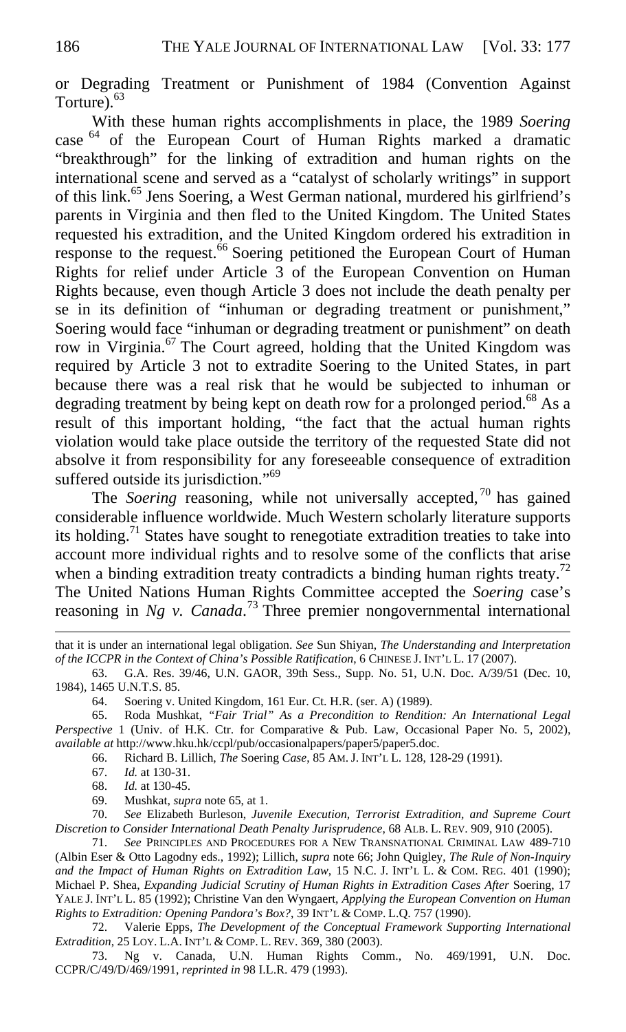or Degrading Treatment or Punishment of 1984 (Convention Against Torture).[63]

With these human rights accomplishments in place, the 1989 *Soering* case [64] of the European Court of Human Rights marked a dramatic "breakthrough" for the linking of extradition and human rights on the international scene and served as a "catalyst of scholarly writings" in support of this link.[65] Jens Soering, a West German national, murdered his girlfriend's parents in Virginia and then fled to the United Kingdom. The United States requested his extradition, and the United Kingdom ordered his extradition in response to the request.[66] Soering petitioned the European Court of Human Rights for relief under Article 3 of the European Convention on Human Rights because, even though Article 3 does not include the death penalty per se in its definition of "inhuman or degrading treatment or punishment," Soering would face "inhuman or degrading treatment or punishment" on death row in Virginia.[67] The Court agreed, holding that the United Kingdom was required by Article 3 not to extradite Soering to the United States, in part because there was a real risk that he would be subjected to inhuman or degrading treatment by being kept on death row for a prolonged period.[68] As a result of this important holding, "the fact that the actual human rights violation would take place outside the territory of the requested State did not absolve it from responsibility for any foreseeable consequence of extradition suffered outside its jurisdiction."[69]

The *Soering* reasoning, while not universally accepted,[70] has gained considerable influence worldwide. Much Western scholarly literature supports its holding.[71] States have sought to renegotiate extradition treaties to take into account more individual rights and to resolve some of the conflicts that arise when a binding extradition treaty contradicts a binding human rights treaty.[72] The United Nations Human Rights Committee accepted the *Soering* case's reasoning in *Ng v. Canada*.[73] Three premier nongovernmental international

---

that it is under an international legal obligation. *See* Sun Shiyan, *The Understanding and Interpretation of the ICCPR in the Context of China's Possible Ratification*, 6 CHINESE J. INT'L L. 17 (2007).

63. G.A. Res. 39/46, U.N. GAOR, 39th Sess., Supp. No. 51, U.N. Doc. A/39/51 (Dec. 10, 1984), 1465 U.N.T.S. 85.

64. Soering v. United Kingdom, 161 Eur. Ct. H.R. (ser. A) (1989).

65. Roda Mushkat, *"Fair Trial" As a Precondition to Rendition: An International Legal Perspective* 1 (Univ. of H.K. Ctr. for Comparative & Pub. Law, Occasional Paper No. 5, 2002), *available at* http://www.hku.hk/ccpl/pub/occasionalpapers/paper5/paper5.doc.

66. Richard B. Lillich, *The* Soering *Case*, 85 AM. J. INT'L L. 128, 128-29 (1991).

67. *Id.* at 130-31.

68. *Id.* at 130-45.

69. Mushkat, *supra* note 65, at 1.

70. *See* Elizabeth Burleson, *Juvenile Execution, Terrorist Extradition, and Supreme Court Discretion to Consider International Death Penalty Jurisprudence*, 68 ALB. L. REV. 909, 910 (2005).

71. *See* PRINCIPLES AND PROCEDURES FOR A NEW TRANSNATIONAL CRIMINAL LAW 489-710 (Albin Eser & Otto Lagodny eds., 1992); Lillich, *supra* note 66; John Quigley, *The Rule of Non-Inquiry and the Impact of Human Rights on Extradition Law*, 15 N.C. J. INT'L L. & COM. REG. 401 (1990); Michael P. Shea, *Expanding Judicial Scrutiny of Human Rights in Extradition Cases After* Soering, 17 YALE J. INT'L L. 85 (1992); Christine Van den Wyngaert, *Applying the European Convention on Human Rights to Extradition: Opening Pandora's Box?*, 39 INT'L & COMP. L.Q. 757 (1990).

72. Valerie Epps, *The Development of the Conceptual Framework Supporting International Extradition*, 25 LOY. L.A. INT'L & COMP. L. REV. 369, 380 (2003).

73. Ng v. Canada, U.N. Human Rights Comm., No. 469/1991, U.N. Doc. CCPR/C/49/D/469/1991, *reprinted in* 98 I.L.R. 479 (1993).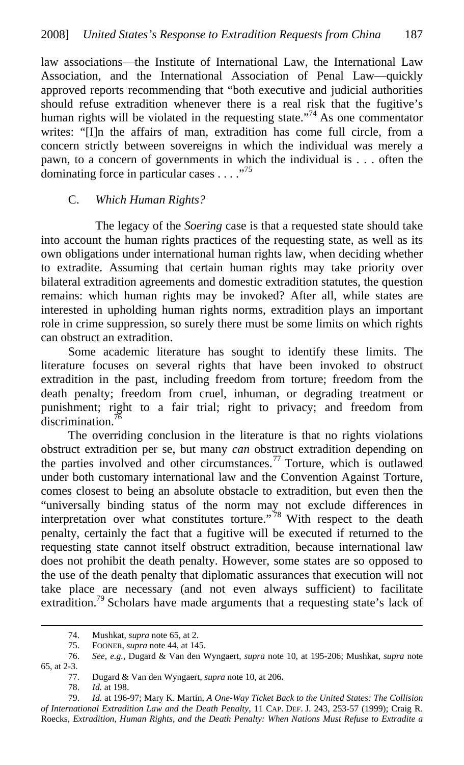law associations—the Institute of International Law, the International Law Association, and the International Association of Penal Law—quickly approved reports recommending that "both executive and judicial authorities should refuse extradition whenever there is a real risk that the fugitive's human rights will be violated in the requesting state."[74] As one commentator writes: "[I]n the affairs of man, extradition has come full circle, from a concern strictly between sovereigns in which the individual was merely a pawn, to a concern of governments in which the individual is . . . often the dominating force in particular cases . . . ."[75]

### C. *Which Human Rights?*

The legacy of the *Soering* case is that a requested state should take into account the human rights practices of the requesting state, as well as its own obligations under international human rights law, when deciding whether to extradite. Assuming that certain human rights may take priority over bilateral extradition agreements and domestic extradition statutes, the question remains: which human rights may be invoked? After all, while states are interested in upholding human rights norms, extradition plays an important role in crime suppression, so surely there must be some limits on which rights can obstruct an extradition.

Some academic literature has sought to identify these limits. The literature focuses on several rights that have been invoked to obstruct extradition in the past, including freedom from torture; freedom from the death penalty; freedom from cruel, inhuman, or degrading treatment or punishment; right to a fair trial; right to privacy; and freedom from discrimination.[76]

The overriding conclusion in the literature is that no rights violations obstruct extradition per se, but many *can* obstruct extradition depending on the parties involved and other circumstances.[77] Torture, which is outlawed under both customary international law and the Convention Against Torture, comes closest to being an absolute obstacle to extradition, but even then the "universally binding status of the norm may not exclude differences in interpretation over what constitutes torture."[78] With respect to the death penalty, certainly the fact that a fugitive will be executed if returned to the requesting state cannot itself obstruct extradition, because international law does not prohibit the death penalty. However, some states are so opposed to the use of the death penalty that diplomatic assurances that execution will not take place are necessary (and not even always sufficient) to facilitate extradition.[79] Scholars have made arguments that a requesting state's lack of

---

74. Mushkat, *supra* note 65, at 2.

75. FOONER, *supra* note 44, at 145.

76. *See, e.g.*, Dugard & Van den Wyngaert, *supra* note 10, at 195-206; Mushkat, *supra* note 65, at 2-3.

77. Dugard & Van den Wyngaert, *supra* note 10, at 206.

78. *Id.* at 198.

79. *Id.* at 196-97; Mary K. Martin, *A One-Way Ticket Back to the United States: The Collision of International Extradition Law and the Death Penalty*, 11 CAP. DEF. J. 243, 253-57 (1999); Craig R. Roecks, *Extradition, Human Rights, and the Death Penalty: When Nations Must Refuse to Extradite a*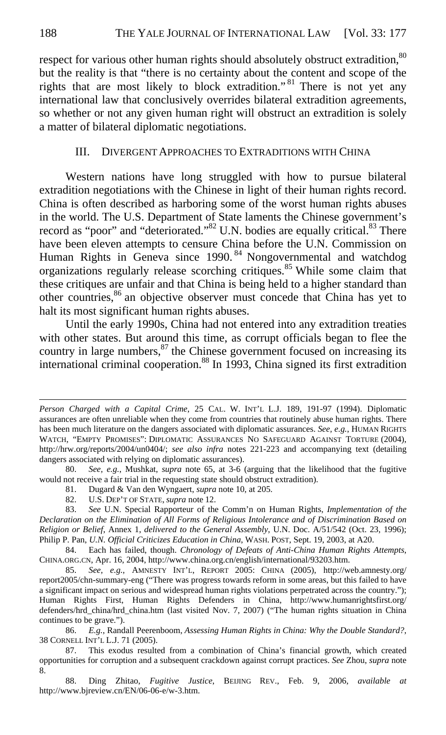respect for various other human rights should absolutely obstruct extradition,[80] but the reality is that "there is no certainty about the content and scope of the rights that are most likely to block extradition."[81] There is not yet any international law that conclusively overrides bilateral extradition agreements, so whether or not any given human right will obstruct an extradition is solely a matter of bilateral diplomatic negotiations.

## III. Divergent Approaches to Extraditions with China

Western nations have long struggled with how to pursue bilateral extradition negotiations with the Chinese in light of their human rights record. China is often described as harboring some of the worst human rights abuses in the world. The U.S. Department of State laments the Chinese government's record as "poor" and "deteriorated."[82] U.N. bodies are equally critical.[83] There have been eleven attempts to censure China before the U.N. Commission on Human Rights in Geneva since 1990.[84] Nongovernmental and watchdog organizations regularly release scorching critiques.[85] While some claim that these critiques are unfair and that China is being held to a higher standard than other countries,[86] an objective observer must concede that China has yet to halt its most significant human rights abuses.

Until the early 1990s, China had not entered into any extradition treaties with other states. But around this time, as corrupt officials began to flee the country in large numbers,[87] the Chinese government focused on increasing its international criminal cooperation.[88] In 1993, China signed its first extradition

---

*Person Charged with a Capital Crime*, 25 Cal. W. Int'l L.J. 189, 191-97 (1994). Diplomatic assurances are often unreliable when they come from countries that routinely abuse human rights. There has been much literature on the dangers associated with diplomatic assurances. *See, e.g.*, Human Rights Watch, "Empty Promises": Diplomatic Assurances No Safeguard Against Torture (2004), http://hrw.org/reports/2004/un0404/; *see also infra* notes 221-223 and accompanying text (detailing dangers associated with relying on diplomatic assurances).

80. *See, e.g.*, Mushkat, *supra* note 65, at 3-6 (arguing that the likelihood that the fugitive would not receive a fair trial in the requesting state should obstruct extradition).

81. Dugard & Van den Wyngaert, *supra* note 10, at 205.

82. U.S. Dep't of State, *supra* note 12.

83. *See* U.N. Special Rapporteur of the Comm'n on Human Rights, *Implementation of the Declaration on the Elimination of All Forms of Religious Intolerance and of Discrimination Based on Religion or Belief*, Annex 1, *delivered to the General Assembly*, U.N. Doc. A/51/542 (Oct. 23, 1996); Philip P. Pan, *U.N. Official Criticizes Education in China*, Wash. Post, Sept. 19, 2003, at A20.

84. Each has failed, though. *Chronology of Defeats of Anti-China Human Rights Attempts*, China.org.cn, Apr. 16, 2004, http://www.china.org.cn/english/international/93203.htm.

85. *See, e.g.*, Amnesty Int'l, Report 2005: China (2005), http://web.amnesty.org/report2005/chn-summary-eng ("There was progress towards reform in some areas, but this failed to have a significant impact on serious and widespread human rights violations perpetrated across the country."); Human Rights First, Human Rights Defenders in China, http://www.humanrightsfirst.org/defenders/hrd_china/hrd_china.htm (last visited Nov. 7, 2007) ("The human rights situation in China continues to be grave.").

86. *E.g.*, Randall Peerenboom, *Assessing Human Rights in China: Why the Double Standard?*, 38 Cornell Int'l L.J. 71 (2005).

87. This exodus resulted from a combination of China's financial growth, which created opportunities for corruption and a subsequent crackdown against corrupt practices. *See* Zhou, *supra* note 8.

88. Ding Zhitao, *Fugitive Justice*, Beijing Rev., Feb. 9, 2006, *available at* http://www.bjreview.cn/EN/06-06-e/w-3.htm.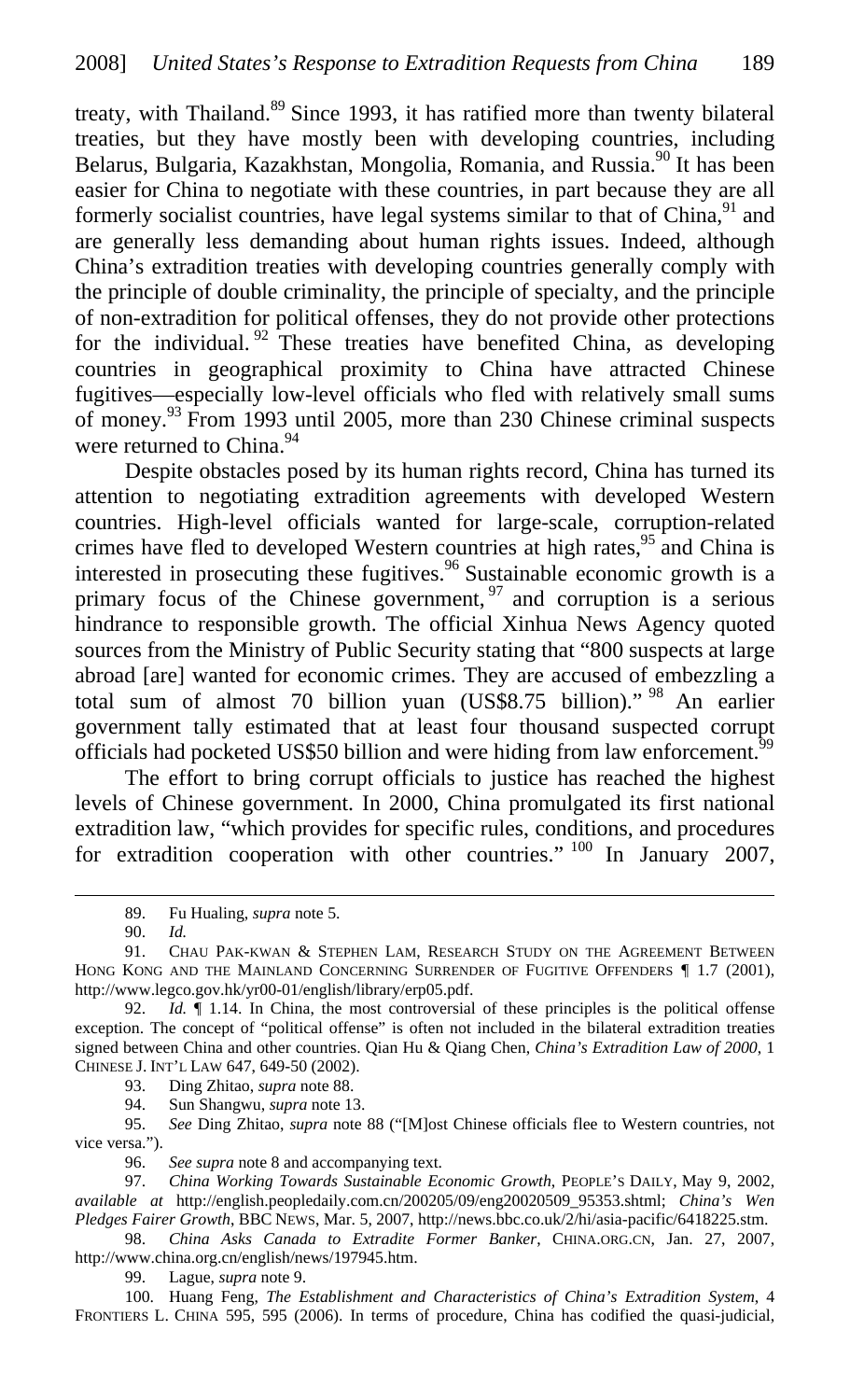treaty, with Thailand.[89] Since 1993, it has ratified more than twenty bilateral treaties, but they have mostly been with developing countries, including Belarus, Bulgaria, Kazakhstan, Mongolia, Romania, and Russia.[90] It has been easier for China to negotiate with these countries, in part because they are all formerly socialist countries, have legal systems similar to that of China,[91] and are generally less demanding about human rights issues. Indeed, although China's extradition treaties with developing countries generally comply with the principle of double criminality, the principle of specialty, and the principle of non-extradition for political offenses, they do not provide other protections for the individual.[92] These treaties have benefited China, as developing countries in geographical proximity to China have attracted Chinese fugitives—especially low-level officials who fled with relatively small sums of money.[93] From 1993 until 2005, more than 230 Chinese criminal suspects were returned to China.[94]

Despite obstacles posed by its human rights record, China has turned its attention to negotiating extradition agreements with developed Western countries. High-level officials wanted for large-scale, corruption-related crimes have fled to developed Western countries at high rates,[95] and China is interested in prosecuting these fugitives.[96] Sustainable economic growth is a primary focus of the Chinese government,[97] and corruption is a serious hindrance to responsible growth. The official Xinhua News Agency quoted sources from the Ministry of Public Security stating that "800 suspects at large abroad [are] wanted for economic crimes. They are accused of embezzling a total sum of almost 70 billion yuan (US$8.75 billion)."[98] An earlier government tally estimated that at least four thousand suspected corrupt officials had pocketed US$50 billion and were hiding from law enforcement.[99]

The effort to bring corrupt officials to justice has reached the highest levels of Chinese government. In 2000, China promulgated its first national extradition law, "which provides for specific rules, conditions, and procedures for extradition cooperation with other countries."[100] In January 2007,

---

89. Fu Hualing, *supra* note 5.

90. *Id.*

91. CHAU PAK-KWAN & STEPHEN LAM, RESEARCH STUDY ON THE AGREEMENT BETWEEN HONG KONG AND THE MAINLAND CONCERNING SURRENDER OF FUGITIVE OFFENDERS ¶ 1.7 (2001), http://www.legco.gov.hk/yr00-01/english/library/erp05.pdf.

92. *Id.* ¶ 1.14. In China, the most controversial of these principles is the political offense exception. The concept of "political offense" is often not included in the bilateral extradition treaties signed between China and other countries. Qian Hu & Qiang Chen, *China's Extradition Law of 2000*, 1 CHINESE J. INT'L LAW 647, 649-50 (2002).

93. Ding Zhitao, *supra* note 88.

94. Sun Shangwu, *supra* note 13.

95. *See* Ding Zhitao, *supra* note 88 ("[M]ost Chinese officials flee to Western countries, not vice versa.").

96. *See supra* note 8 and accompanying text.

97. *China Working Towards Sustainable Economic Growth*, PEOPLE'S DAILY, May 9, 2002, *available at* http://english.peopledaily.com.cn/200205/09/eng20020509_95353.shtml; *China's Wen Pledges Fairer Growth*, BBC NEWS, Mar. 5, 2007, http://news.bbc.co.uk/2/hi/asia-pacific/6418225.stm.

98. *China Asks Canada to Extradite Former Banker*, CHINA.ORG.CN, Jan. 27, 2007, http://www.china.org.cn/english/news/197945.htm.

99. Lague, *supra* note 9.

100. Huang Feng, *The Establishment and Characteristics of China's Extradition System*, 4 FRONTIERS L. CHINA 595, 595 (2006). In terms of procedure, China has codified the quasi-judicial,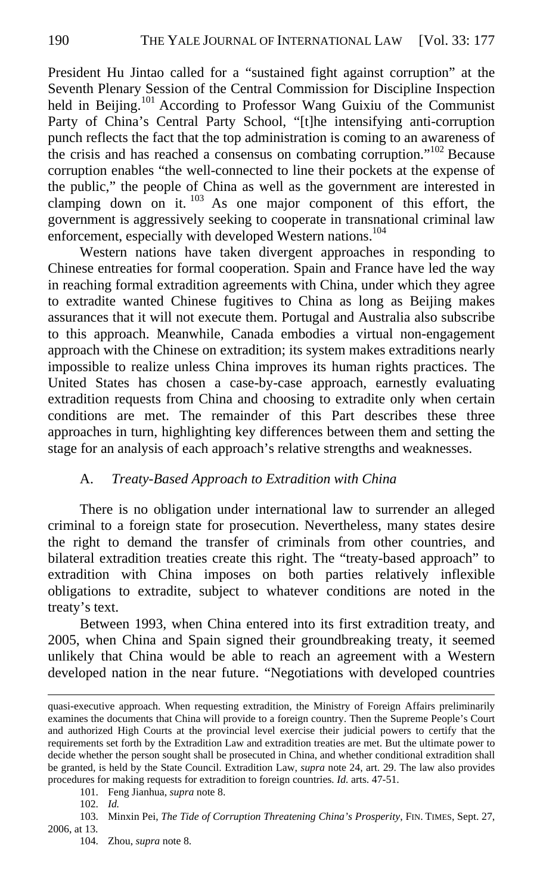President Hu Jintao called for a "sustained fight against corruption" at the Seventh Plenary Session of the Central Commission for Discipline Inspection held in Beijing.[101] According to Professor Wang Guixiu of the Communist Party of China's Central Party School, "[t]he intensifying anti-corruption punch reflects the fact that the top administration is coming to an awareness of the crisis and has reached a consensus on combating corruption."[102] Because corruption enables "the well-connected to line their pockets at the expense of the public," the people of China as well as the government are interested in clamping down on it.[103] As one major component of this effort, the government is aggressively seeking to cooperate in transnational criminal law enforcement, especially with developed Western nations.[104]

Western nations have taken divergent approaches in responding to Chinese entreaties for formal cooperation. Spain and France have led the way in reaching formal extradition agreements with China, under which they agree to extradite wanted Chinese fugitives to China as long as Beijing makes assurances that it will not execute them. Portugal and Australia also subscribe to this approach. Meanwhile, Canada embodies a virtual non-engagement approach with the Chinese on extradition; its system makes extraditions nearly impossible to realize unless China improves its human rights practices. The United States has chosen a case-by-case approach, earnestly evaluating extradition requests from China and choosing to extradite only when certain conditions are met. The remainder of this Part describes these three approaches in turn, highlighting key differences between them and setting the stage for an analysis of each approach's relative strengths and weaknesses.

### A. *Treaty-Based Approach to Extradition with China*

There is no obligation under international law to surrender an alleged criminal to a foreign state for prosecution. Nevertheless, many states desire the right to demand the transfer of criminals from other countries, and bilateral extradition treaties create this right. The "treaty-based approach" to extradition with China imposes on both parties relatively inflexible obligations to extradite, subject to whatever conditions are noted in the treaty's text.

Between 1993, when China entered into its first extradition treaty, and 2005, when China and Spain signed their groundbreaking treaty, it seemed unlikely that China would be able to reach an agreement with a Western developed nation in the near future. "Negotiations with developed countries

---

quasi-executive approach. When requesting extradition, the Ministry of Foreign Affairs preliminarily examines the documents that China will provide to a foreign country. Then the Supreme People's Court and authorized High Courts at the provincial level exercise their judicial powers to certify that the requirements set forth by the Extradition Law and extradition treaties are met. But the ultimate power to decide whether the person sought shall be prosecuted in China, and whether conditional extradition shall be granted, is held by the State Council. Extradition Law, *supra* note 24, art. 29. The law also provides procedures for making requests for extradition to foreign countries. *Id.* arts. 47-51.

101. Feng Jianhua, *supra* note 8.

102. *Id.*

103. Minxin Pei, *The Tide of Corruption Threatening China's Prosperity*, FIN. TIMES, Sept. 27, 2006, at 13.

104. Zhou, *supra* note 8.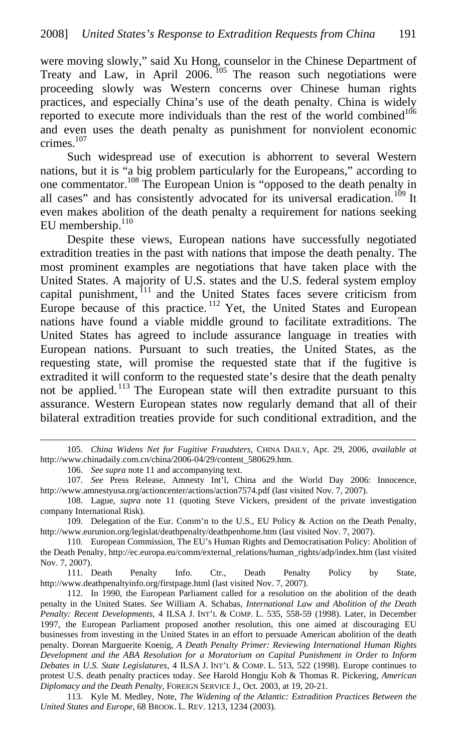were moving slowly," said Xu Hong, counselor in the Chinese Department of Treaty and Law, in April 2006.[105] The reason such negotiations were proceeding slowly was Western concerns over Chinese human rights practices, and especially China's use of the death penalty. China is widely reported to execute more individuals than the rest of the world combined[106] and even uses the death penalty as punishment for nonviolent economic crimes.[107]

Such widespread use of execution is abhorrent to several Western nations, but it is "a big problem particularly for the Europeans," according to one commentator.[108] The European Union is "opposed to the death penalty in all cases" and has consistently advocated for its universal eradication.[109] It even makes abolition of the death penalty a requirement for nations seeking EU membership.[110]

Despite these views, European nations have successfully negotiated extradition treaties in the past with nations that impose the death penalty. The most prominent examples are negotiations that have taken place with the United States. A majority of U.S. states and the U.S. federal system employ capital punishment,[111] and the United States faces severe criticism from Europe because of this practice.[112] Yet, the United States and European nations have found a viable middle ground to facilitate extraditions. The United States has agreed to include assurance language in treaties with European nations. Pursuant to such treaties, the United States, as the requesting state, will promise the requested state that if the fugitive is extradited it will conform to the requested state's desire that the death penalty not be applied.[113] The European state will then extradite pursuant to this assurance. Western European states now regularly demand that all of their bilateral extradition treaties provide for such conditional extradition, and the

---

105. *China Widens Net for Fugitive Fraudsters*, CHINA DAILY, Apr. 29, 2006, *available at* http://www.chinadaily.com.cn/china/2006-04/29/content_580629.htm.

106. *See supra* note 11 and accompanying text.

107. *See* Press Release, Amnesty Int'l, China and the World Day 2006: Innocence, http://www.amnestyusa.org/actioncenter/actions/action7574.pdf (last visited Nov. 7, 2007).

108. Lague, *supra* note 11 (quoting Steve Vickers, president of the private investigation company International Risk).

109. Delegation of the Eur. Comm'n to the U.S., EU Policy & Action on the Death Penalty, http://www.eurunion.org/legislat/deathpenalty/deathpenhome.htm (last visited Nov. 7, 2007).

110. European Commission, The EU's Human Rights and Democratisation Policy: Abolition of the Death Penalty, http://ec.europa.eu/comm/external_relations/human_rights/adp/index.htm (last visited Nov. 7, 2007).

111. Death Penalty Info. Ctr., Death Penalty Policy by State, http://www.deathpenaltyinfo.org/firstpage.html (last visited Nov. 7, 2007).

112. In 1990, the European Parliament called for a resolution on the abolition of the death penalty in the United States. *See* William A. Schabas, *International Law and Abolition of the Death Penalty: Recent Developments*, 4 ILSA J. INT'L & COMP. L. 535, 558-59 (1998). Later, in December 1997, the European Parliament proposed another resolution, this one aimed at discouraging EU businesses from investing in the United States in an effort to persuade American abolition of the death penalty. Dorean Marguerite Koenig, *A Death Penalty Primer: Reviewing International Human Rights Development and the ABA Resolution for a Moratorium on Capital Punishment in Order to Inform Debates in U.S. State Legislatures*, 4 ILSA J. INT'L & COMP. L. 513, 522 (1998). Europe continues to protest U.S. death penalty practices today. *See* Harold Hongju Koh & Thomas R. Pickering, *American Diplomacy and the Death Penalty*, FOREIGN SERVICE J., Oct. 2003, at 19, 20-21.

113. Kyle M. Medley, Note, *The Widening of the Atlantic: Extradition Practices Between the United States and Europe*, 68 BROOK. L. REV. 1213, 1234 (2003).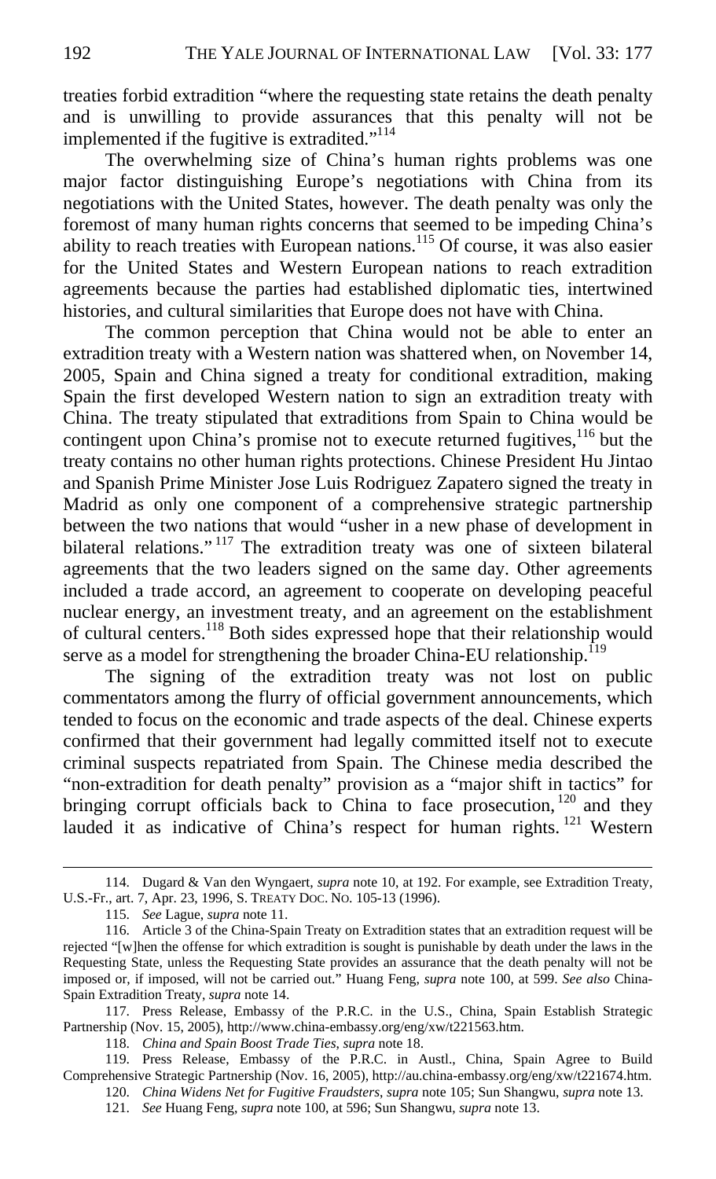treaties forbid extradition "where the requesting state retains the death penalty and is unwilling to provide assurances that this penalty will not be implemented if the fugitive is extradited."[114]

The overwhelming size of China's human rights problems was one major factor distinguishing Europe's negotiations with China from its negotiations with the United States, however. The death penalty was only the foremost of many human rights concerns that seemed to be impeding China's ability to reach treaties with European nations.[115] Of course, it was also easier for the United States and Western European nations to reach extradition agreements because the parties had established diplomatic ties, intertwined histories, and cultural similarities that Europe does not have with China.

The common perception that China would not be able to enter an extradition treaty with a Western nation was shattered when, on November 14, 2005, Spain and China signed a treaty for conditional extradition, making Spain the first developed Western nation to sign an extradition treaty with China. The treaty stipulated that extraditions from Spain to China would be contingent upon China's promise not to execute returned fugitives,[116] but the treaty contains no other human rights protections. Chinese President Hu Jintao and Spanish Prime Minister Jose Luis Rodriguez Zapatero signed the treaty in Madrid as only one component of a comprehensive strategic partnership between the two nations that would "usher in a new phase of development in bilateral relations."[117] The extradition treaty was one of sixteen bilateral agreements that the two leaders signed on the same day. Other agreements included a trade accord, an agreement to cooperate on developing peaceful nuclear energy, an investment treaty, and an agreement on the establishment of cultural centers.[118] Both sides expressed hope that their relationship would serve as a model for strengthening the broader China-EU relationship.[119]

The signing of the extradition treaty was not lost on public commentators among the flurry of official government announcements, which tended to focus on the economic and trade aspects of the deal. Chinese experts confirmed that their government had legally committed itself not to execute criminal suspects repatriated from Spain. The Chinese media described the "non-extradition for death penalty" provision as a "major shift in tactics" for bringing corrupt officials back to China to face prosecution,[120] and they lauded it as indicative of China's respect for human rights.[121] Western

---

114. Dugard & Van den Wyngaert, *supra* note 10, at 192. For example, see Extradition Treaty, U.S.-Fr., art. 7, Apr. 23, 1996, S. TREATY DOC. NO. 105-13 (1996).

115. *See* Lague, *supra* note 11.

116. Article 3 of the China-Spain Treaty on Extradition states that an extradition request will be rejected "[w]hen the offense for which extradition is sought is punishable by death under the laws in the Requesting State, unless the Requesting State provides an assurance that the death penalty will not be imposed or, if imposed, will not be carried out." Huang Feng, *supra* note 100, at 599. *See also* China-Spain Extradition Treaty, *supra* note 14.

117. Press Release, Embassy of the P.R.C. in the U.S., China, Spain Establish Strategic Partnership (Nov. 15, 2005), http://www.china-embassy.org/eng/xw/t221563.htm.

118. *China and Spain Boost Trade Ties*, *supra* note 18.

119. Press Release, Embassy of the P.R.C. in Austl., China, Spain Agree to Build Comprehensive Strategic Partnership (Nov. 16, 2005), http://au.china-embassy.org/eng/xw/t221674.htm.

120. *China Widens Net for Fugitive Fraudsters*, *supra* note 105; Sun Shangwu, *supra* note 13.

121. *See* Huang Feng, *supra* note 100, at 596; Sun Shangwu, *supra* note 13.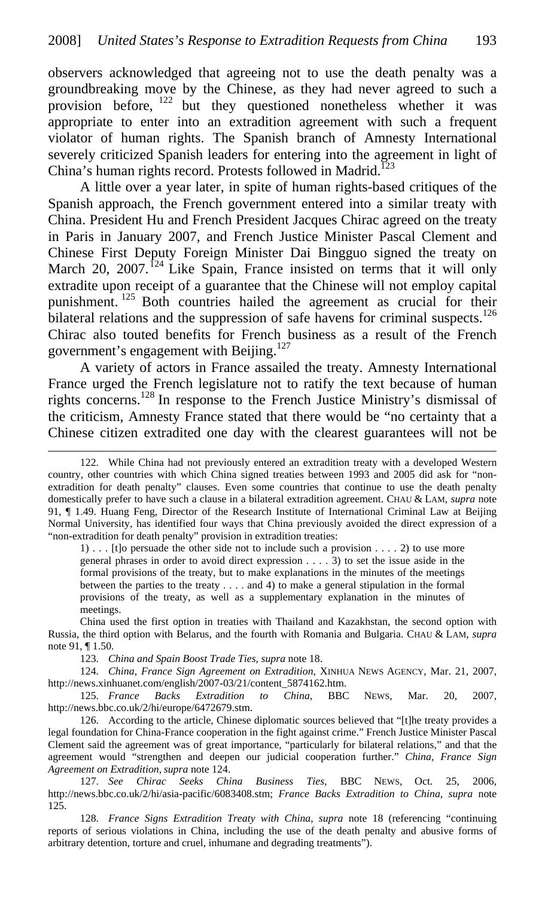observers acknowledged that agreeing not to use the death penalty was a groundbreaking move by the Chinese, as they had never agreed to such a provision before, [122] but they questioned nonetheless whether it was appropriate to enter into an extradition agreement with such a frequent violator of human rights. The Spanish branch of Amnesty International severely criticized Spanish leaders for entering into the agreement in light of China's human rights record. Protests followed in Madrid.[123]

A little over a year later, in spite of human rights-based critiques of the Spanish approach, the French government entered into a similar treaty with China. President Hu and French President Jacques Chirac agreed on the treaty in Paris in January 2007, and French Justice Minister Pascal Clement and Chinese First Deputy Foreign Minister Dai Bingguo signed the treaty on March 20, 2007.[124] Like Spain, France insisted on terms that it will only extradite upon receipt of a guarantee that the Chinese will not employ capital punishment.[125] Both countries hailed the agreement as crucial for their bilateral relations and the suppression of safe havens for criminal suspects.[126] Chirac also touted benefits for French business as a result of the French government's engagement with Beijing.[127]

A variety of actors in France assailed the treaty. Amnesty International France urged the French legislature not to ratify the text because of human rights concerns.[128] In response to the French Justice Ministry's dismissal of the criticism, Amnesty France stated that there would be "no certainty that a Chinese citizen extradited one day with the clearest guarantees will not be

---

122. While China had not previously entered an extradition treaty with a developed Western country, other countries with which China signed treaties between 1993 and 2005 did ask for "non-extradition for death penalty" clauses. Even some countries that continue to use the death penalty domestically prefer to have such a clause in a bilateral extradition agreement. CHAU & LAM, *supra* note 91, ¶ 1.49. Huang Feng, Director of the Research Institute of International Criminal Law at Beijing Normal University, has identified four ways that China previously avoided the direct expression of a "non-extradition for death penalty" provision in extradition treaties:

> 1) . . . [t]o persuade the other side not to include such a provision . . . . 2) to use more general phrases in order to avoid direct expression . . . . 3) to set the issue aside in the formal provisions of the treaty, but to make explanations in the minutes of the meetings between the parties to the treaty . . . . and 4) to make a general stipulation in the formal provisions of the treaty, as well as a supplementary explanation in the minutes of meetings.

China used the first option in treaties with Thailand and Kazakhstan, the second option with Russia, the third option with Belarus, and the fourth with Romania and Bulgaria. CHAU & LAM, *supra* note 91, ¶ 1.50.

123. *China and Spain Boost Trade Ties*, *supra* note 18.

124. *China, France Sign Agreement on Extradition*, XINHUA NEWS AGENCY, Mar. 21, 2007, http://news.xinhuanet.com/english/2007-03/21/content_5874162.htm.

125. *France Backs Extradition to China*, BBC NEWS, Mar. 20, 2007, http://news.bbc.co.uk/2/hi/europe/6472679.stm.

126. According to the article, Chinese diplomatic sources believed that "[t]he treaty provides a legal foundation for China-France cooperation in the fight against crime." French Justice Minister Pascal Clement said the agreement was of great importance, "particularly for bilateral relations," and that the agreement would "strengthen and deepen our judicial cooperation further." *China, France Sign Agreement on Extradition*, *supra* note 124.

127. *See Chirac Seeks China Business Ties*, BBC NEWS, Oct. 25, 2006, http://news.bbc.co.uk/2/hi/asia-pacific/6083408.stm; *France Backs Extradition to China*, *supra* note 125.

128. *France Signs Extradition Treaty with China*, *supra* note 18 (referencing "continuing reports of serious violations in China, including the use of the death penalty and abusive forms of arbitrary detention, torture and cruel, inhumane and degrading treatments").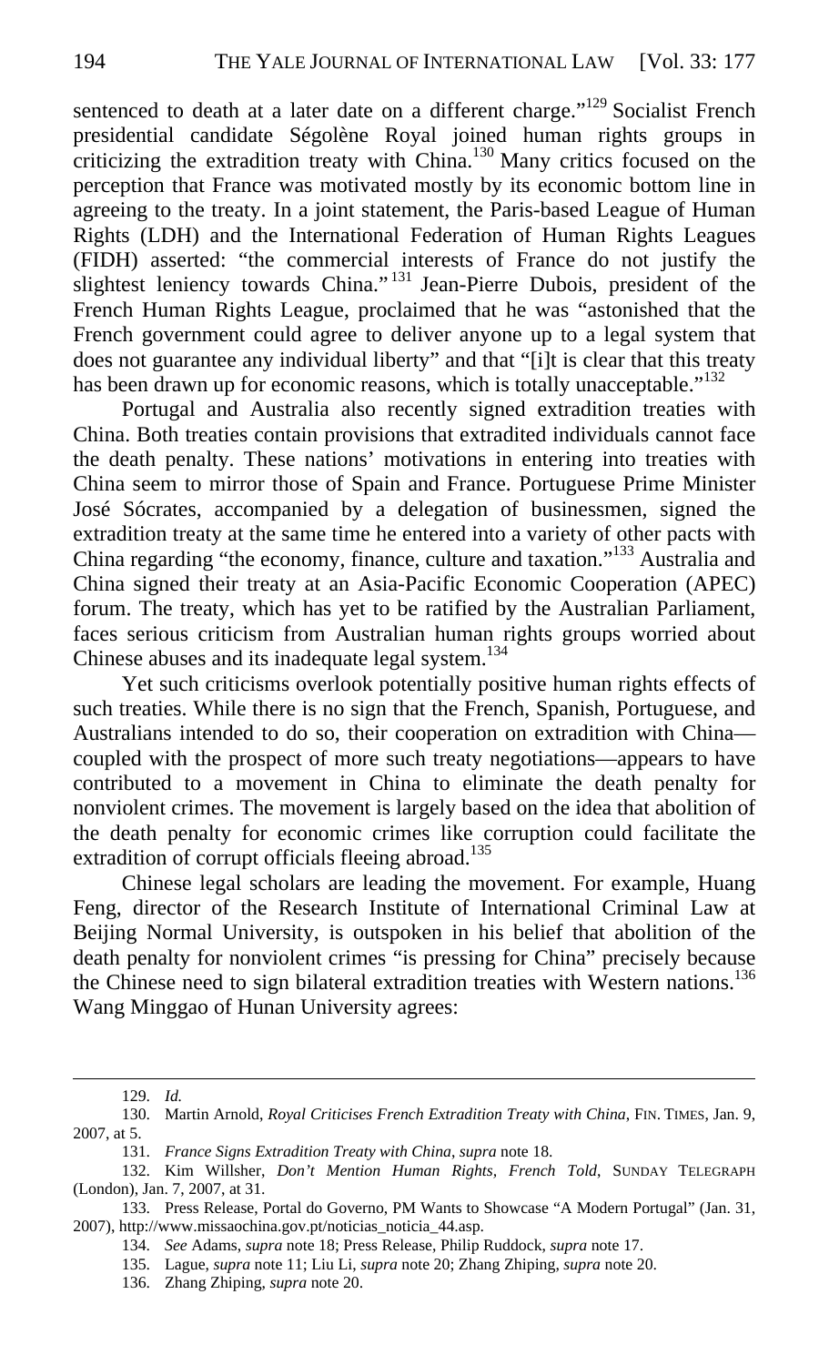sentenced to death at a later date on a different charge."[129] Socialist French presidential candidate Ségolène Royal joined human rights groups in criticizing the extradition treaty with China.[130] Many critics focused on the perception that France was motivated mostly by its economic bottom line in agreeing to the treaty. In a joint statement, the Paris-based League of Human Rights (LDH) and the International Federation of Human Rights Leagues (FIDH) asserted: "the commercial interests of France do not justify the slightest leniency towards China."[131] Jean-Pierre Dubois, president of the French Human Rights League, proclaimed that he was "astonished that the French government could agree to deliver anyone up to a legal system that does not guarantee any individual liberty" and that "[i]t is clear that this treaty has been drawn up for economic reasons, which is totally unacceptable."[132]

Portugal and Australia also recently signed extradition treaties with China. Both treaties contain provisions that extradited individuals cannot face the death penalty. These nations' motivations in entering into treaties with China seem to mirror those of Spain and France. Portuguese Prime Minister José Sócrates, accompanied by a delegation of businessmen, signed the extradition treaty at the same time he entered into a variety of other pacts with China regarding "the economy, finance, culture and taxation."[133] Australia and China signed their treaty at an Asia-Pacific Economic Cooperation (APEC) forum. The treaty, which has yet to be ratified by the Australian Parliament, faces serious criticism from Australian human rights groups worried about Chinese abuses and its inadequate legal system.[134]

Yet such criticisms overlook potentially positive human rights effects of such treaties. While there is no sign that the French, Spanish, Portuguese, and Australians intended to do so, their cooperation on extradition with China—coupled with the prospect of more such treaty negotiations—appears to have contributed to a movement in China to eliminate the death penalty for nonviolent crimes. The movement is largely based on the idea that abolition of the death penalty for economic crimes like corruption could facilitate the extradition of corrupt officials fleeing abroad.[135]

Chinese legal scholars are leading the movement. For example, Huang Feng, director of the Research Institute of International Criminal Law at Beijing Normal University, is outspoken in his belief that abolition of the death penalty for nonviolent crimes "is pressing for China" precisely because the Chinese need to sign bilateral extradition treaties with Western nations.[136] Wang Minggao of Hunan University agrees:

---

129. *Id.*

130. Martin Arnold, *Royal Criticises French Extradition Treaty with China*, FIN. TIMES, Jan. 9, 2007, at 5.

131. *France Signs Extradition Treaty with China*, *supra* note 18.

132. Kim Willsher, *Don't Mention Human Rights, French Told*, SUNDAY TELEGRAPH (London), Jan. 7, 2007, at 31.

133. Press Release, Portal do Governo, PM Wants to Showcase "A Modern Portugal" (Jan. 31, 2007), http://www.missaochina.gov.pt/noticias_noticia_44.asp.

134. *See* Adams, *supra* note 18; Press Release, Philip Ruddock, *supra* note 17.

135. Lague, *supra* note 11; Liu Li, *supra* note 20; Zhang Zhiping, *supra* note 20.

136. Zhang Zhiping, *supra* note 20.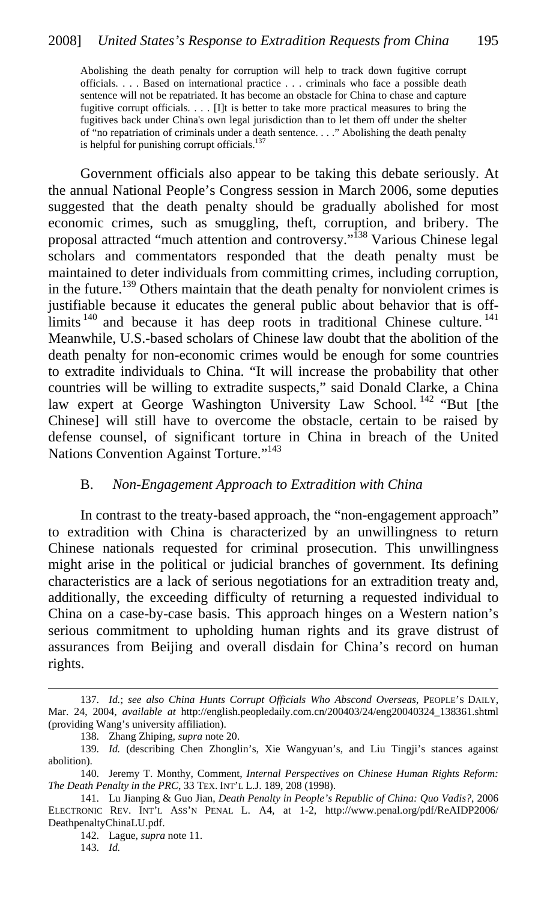> Abolishing the death penalty for corruption will help to track down fugitive corrupt officials. . . . Based on international practice . . . criminals who face a possible death sentence will not be repatriated. It has become an obstacle for China to chase and capture fugitive corrupt officials. . . . [I]t is better to take more practical measures to bring the fugitives back under China's own legal jurisdiction than to let them off under the shelter of "no repatriation of criminals under a death sentence. . . ." Abolishing the death penalty is helpful for punishing corrupt officials.[137]

Government officials also appear to be taking this debate seriously. At the annual National People's Congress session in March 2006, some deputies suggested that the death penalty should be gradually abolished for most economic crimes, such as smuggling, theft, corruption, and bribery. The proposal attracted "much attention and controversy."[138] Various Chinese legal scholars and commentators responded that the death penalty must be maintained to deter individuals from committing crimes, including corruption, in the future.[139] Others maintain that the death penalty for nonviolent crimes is justifiable because it educates the general public about behavior that is off-limits[140] and because it has deep roots in traditional Chinese culture.[141] Meanwhile, U.S.-based scholars of Chinese law doubt that the abolition of the death penalty for non-economic crimes would be enough for some countries to extradite individuals to China. "It will increase the probability that other countries will be willing to extradite suspects," said Donald Clarke, a China law expert at George Washington University Law School.[142] "But [the Chinese] will still have to overcome the obstacle, certain to be raised by defense counsel, of significant torture in China in breach of the United Nations Convention Against Torture."[143]

### B. *Non-Engagement Approach to Extradition with China*

In contrast to the treaty-based approach, the "non-engagement approach" to extradition with China is characterized by an unwillingness to return Chinese nationals requested for criminal prosecution. This unwillingness might arise in the political or judicial branches of government. Its defining characteristics are a lack of serious negotiations for an extradition treaty and, additionally, the exceeding difficulty of returning a requested individual to China on a case-by-case basis. This approach hinges on a Western nation's serious commitment to upholding human rights and its grave distrust of assurances from Beijing and overall disdain for China's record on human rights.

---

137. *Id.*; *see also China Hunts Corrupt Officials Who Abscond Overseas*, PEOPLE'S DAILY, Mar. 24, 2004, *available at* http://english.peopledaily.com.cn/200403/24/eng20040324_138361.shtml (providing Wang's university affiliation).

138. Zhang Zhiping, *supra* note 20.

139. *Id.* (describing Chen Zhonglin's, Xie Wangyuan's, and Liu Tingji's stances against abolition).

140. Jeremy T. Monthy, Comment, *Internal Perspectives on Chinese Human Rights Reform: The Death Penalty in the PRC*, 33 TEX. INT'L L.J. 189, 208 (1998).

141. Lu Jianping & Guo Jian, *Death Penalty in People's Republic of China: Quo Vadis?*, 2006 ELECTRONIC REV. INT'L ASS'N PENAL L. A4, at 1-2, http://www.penal.org/pdf/ReAIDP2006/DeathpenaltyChinaLU.pdf.

142. Lague, *supra* note 11.

143. *Id.*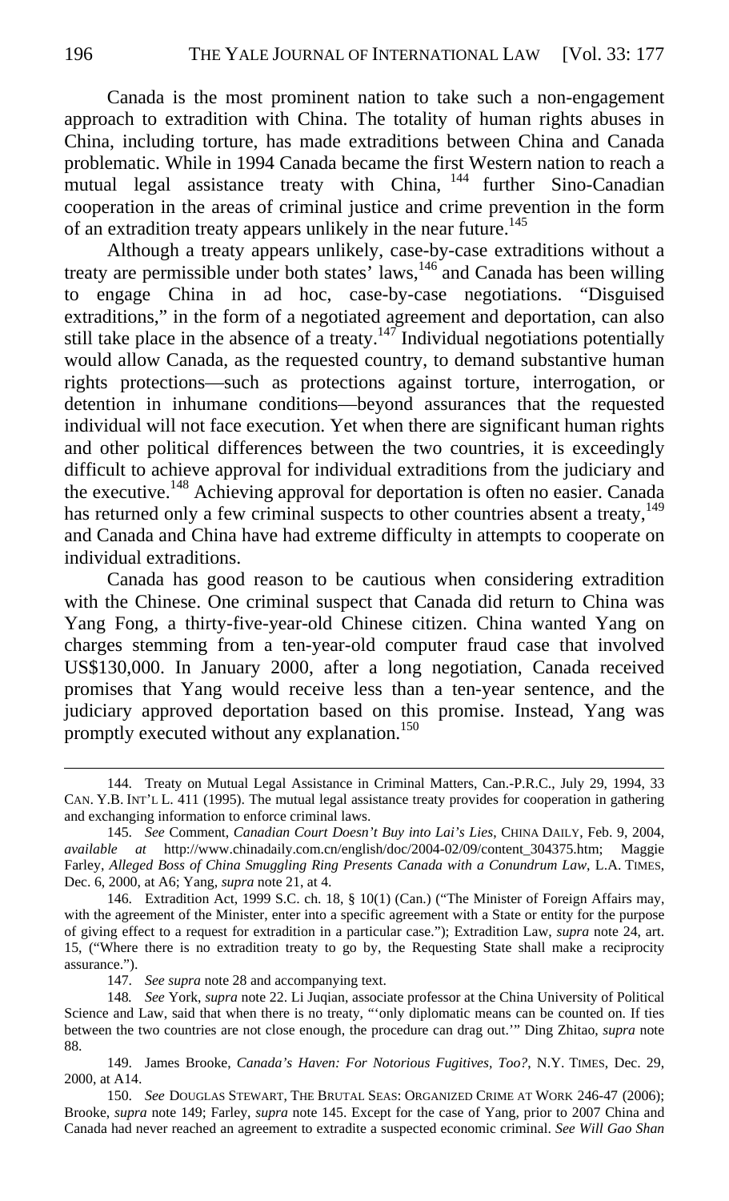Canada is the most prominent nation to take such a non-engagement approach to extradition with China. The totality of human rights abuses in China, including torture, has made extraditions between China and Canada problematic. While in 1994 Canada became the first Western nation to reach a mutual legal assistance treaty with China,[144] further Sino-Canadian cooperation in the areas of criminal justice and crime prevention in the form of an extradition treaty appears unlikely in the near future.[145]

Although a treaty appears unlikely, case-by-case extraditions without a treaty are permissible under both states' laws,[146] and Canada has been willing to engage China in ad hoc, case-by-case negotiations. "Disguised extraditions," in the form of a negotiated agreement and deportation, can also still take place in the absence of a treaty.[147] Individual negotiations potentially would allow Canada, as the requested country, to demand substantive human rights protections—such as protections against torture, interrogation, or detention in inhumane conditions—beyond assurances that the requested individual will not face execution. Yet when there are significant human rights and other political differences between the two countries, it is exceedingly difficult to achieve approval for individual extraditions from the judiciary and the executive.[148] Achieving approval for deportation is often no easier. Canada has returned only a few criminal suspects to other countries absent a treaty,[149] and Canada and China have had extreme difficulty in attempts to cooperate on individual extraditions.

Canada has good reason to be cautious when considering extradition with the Chinese. One criminal suspect that Canada did return to China was Yang Fong, a thirty-five-year-old Chinese citizen. China wanted Yang on charges stemming from a ten-year-old computer fraud case that involved US$130,000. In January 2000, after a long negotiation, Canada received promises that Yang would receive less than a ten-year sentence, and the judiciary approved deportation based on this promise. Instead, Yang was promptly executed without any explanation.[150]

---

144. Treaty on Mutual Legal Assistance in Criminal Matters, Can.-P.R.C., July 29, 1994, 33 CAN. Y.B. INT'L L. 411 (1995). The mutual legal assistance treaty provides for cooperation in gathering and exchanging information to enforce criminal laws.

145. *See* Comment, *Canadian Court Doesn't Buy into Lai's Lies*, CHINA DAILY, Feb. 9, 2004, *available at* http://www.chinadaily.com.cn/english/doc/2004-02/09/content_304375.htm; Maggie Farley, *Alleged Boss of China Smuggling Ring Presents Canada with a Conundrum Law*, L.A. TIMES, Dec. 6, 2000, at A6; Yang, *supra* note 21, at 4.

146. Extradition Act, 1999 S.C. ch. 18, § 10(1) (Can.) ("The Minister of Foreign Affairs may, with the agreement of the Minister, enter into a specific agreement with a State or entity for the purpose of giving effect to a request for extradition in a particular case."); Extradition Law, *supra* note 24, art. 15, ("Where there is no extradition treaty to go by, the Requesting State shall make a reciprocity assurance.").

147. *See supra* note 28 and accompanying text.

148. *See* York, *supra* note 22. Li Juqian, associate professor at the China University of Political Science and Law, said that when there is no treaty, "'only diplomatic means can be counted on. If ties between the two countries are not close enough, the procedure can drag out.'" Ding Zhitao, *supra* note 88.

149. James Brooke, *Canada's Haven: For Notorious Fugitives, Too?*, N.Y. TIMES, Dec. 29, 2000, at A14.

150. *See* DOUGLAS STEWART, THE BRUTAL SEAS: ORGANIZED CRIME AT WORK 246-47 (2006); Brooke, *supra* note 149; Farley, *supra* note 145. Except for the case of Yang, prior to 2007 China and Canada had never reached an agreement to extradite a suspected economic criminal. *See Will Gao Shan*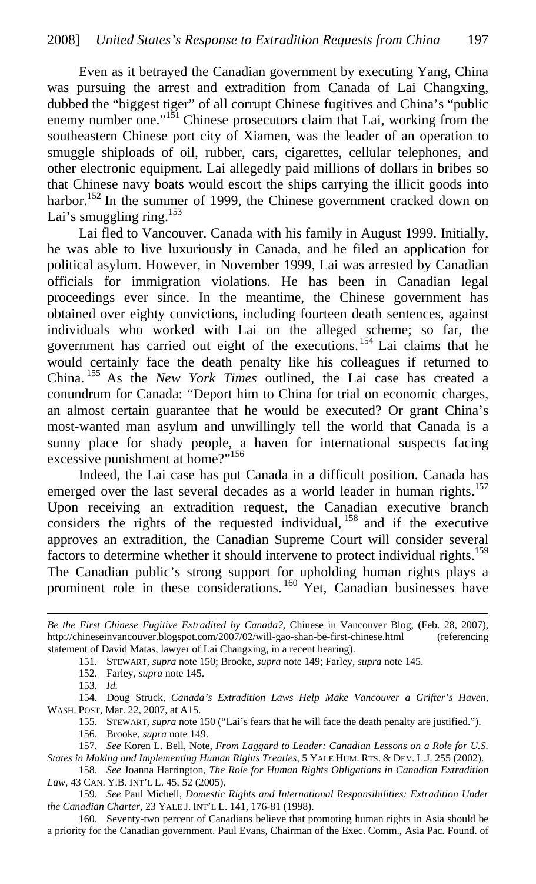Even as it betrayed the Canadian government by executing Yang, China was pursuing the arrest and extradition from Canada of Lai Changxing, dubbed the "biggest tiger" of all corrupt Chinese fugitives and China's "public enemy number one."[151] Chinese prosecutors claim that Lai, working from the southeastern Chinese port city of Xiamen, was the leader of an operation to smuggle shiploads of oil, rubber, cars, cigarettes, cellular telephones, and other electronic equipment. Lai allegedly paid millions of dollars in bribes so that Chinese navy boats would escort the ships carrying the illicit goods into harbor.[152] In the summer of 1999, the Chinese government cracked down on Lai's smuggling ring.[153]

Lai fled to Vancouver, Canada with his family in August 1999. Initially, he was able to live luxuriously in Canada, and he filed an application for political asylum. However, in November 1999, Lai was arrested by Canadian officials for immigration violations. He has been in Canadian legal proceedings ever since. In the meantime, the Chinese government has obtained over eighty convictions, including fourteen death sentences, against individuals who worked with Lai on the alleged scheme; so far, the government has carried out eight of the executions.[154] Lai claims that he would certainly face the death penalty like his colleagues if returned to China.[155] As the *New York Times* outlined, the Lai case has created a conundrum for Canada: "Deport him to China for trial on economic charges, an almost certain guarantee that he would be executed? Or grant China's most-wanted man asylum and unwillingly tell the world that Canada is a sunny place for shady people, a haven for international suspects facing excessive punishment at home?"[156]

Indeed, the Lai case has put Canada in a difficult position. Canada has emerged over the last several decades as a world leader in human rights.[157] Upon receiving an extradition request, the Canadian executive branch considers the rights of the requested individual,[158] and if the executive approves an extradition, the Canadian Supreme Court will consider several factors to determine whether it should intervene to protect individual rights.[159] The Canadian public's strong support for upholding human rights plays a prominent role in these considerations.[160] Yet, Canadian businesses have

---

*Be the First Chinese Fugitive Extradited by Canada?*, Chinese in Vancouver Blog, (Feb. 28, 2007), http://chineseinvancouver.blogspot.com/2007/02/will-gao-shan-be-first-chinese.html (referencing statement of David Matas, lawyer of Lai Changxing, in a recent hearing).

151. STEWART, *supra* note 150; Brooke, *supra* note 149; Farley, *supra* note 145.

152. Farley, *supra* note 145.

153. *Id.*

154. Doug Struck, *Canada's Extradition Laws Help Make Vancouver a Grifter's Haven*, WASH. POST, Mar. 22, 2007, at A15.

155. STEWART, *supra* note 150 ("Lai's fears that he will face the death penalty are justified.").

156. Brooke, *supra* note 149.

157. *See* Koren L. Bell, Note, *From Laggard to Leader: Canadian Lessons on a Role for U.S. States in Making and Implementing Human Rights Treaties*, 5 YALE HUM. RTS. & DEV. L.J. 255 (2002).

158. *See* Joanna Harrington, *The Role for Human Rights Obligations in Canadian Extradition Law*, 43 CAN. Y.B. INT'L L. 45, 52 (2005).

159. *See* Paul Michell, *Domestic Rights and International Responsibilities: Extradition Under the Canadian Charter*, 23 YALE J. INT'L L. 141, 176-81 (1998).

160. Seventy-two percent of Canadians believe that promoting human rights in Asia should be a priority for the Canadian government. Paul Evans, Chairman of the Exec. Comm., Asia Pac. Found. of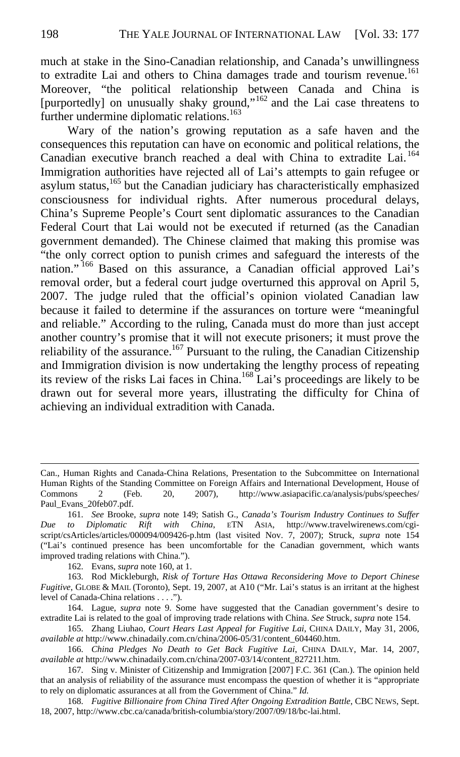much at stake in the Sino-Canadian relationship, and Canada's unwillingness to extradite Lai and others to China damages trade and tourism revenue.[161] Moreover, "the political relationship between Canada and China is [purportedly] on unusually shaky ground,"[162] and the Lai case threatens to further undermine diplomatic relations.[163]

Wary of the nation's growing reputation as a safe haven and the consequences this reputation can have on economic and political relations, the Canadian executive branch reached a deal with China to extradite Lai.[164] Immigration authorities have rejected all of Lai's attempts to gain refugee or asylum status,[165] but the Canadian judiciary has characteristically emphasized consciousness for individual rights. After numerous procedural delays, China's Supreme People's Court sent diplomatic assurances to the Canadian Federal Court that Lai would not be executed if returned (as the Canadian government demanded). The Chinese claimed that making this promise was "the only correct option to punish crimes and safeguard the interests of the nation."[166] Based on this assurance, a Canadian official approved Lai's removal order, but a federal court judge overturned this approval on April 5, 2007. The judge ruled that the official's opinion violated Canadian law because it failed to determine if the assurances on torture were "meaningful and reliable." According to the ruling, Canada must do more than just accept another country's promise that it will not execute prisoners; it must prove the reliability of the assurance.[167] Pursuant to the ruling, the Canadian Citizenship and Immigration division is now undertaking the lengthy process of repeating its review of the risks Lai faces in China.[168] Lai's proceedings are likely to be drawn out for several more years, illustrating the difficulty for China of achieving an individual extradition with Canada.

---

Can., Human Rights and Canada-China Relations, Presentation to the Subcommittee on International Human Rights of the Standing Committee on Foreign Affairs and International Development, House of Commons 2 (Feb. 20, 2007), http://www.asiapacific.ca/analysis/pubs/speeches/Paul_Evans_20feb07.pdf.

161. *See* Brooke, *supra* note 149; Satish G., *Canada's Tourism Industry Continues to Suffer Due to Diplomatic Rift with China*, eTN ASIA, http://www.travelwirenews.com/cgi-script/csArticles/articles/000094/009426-p.htm (last visited Nov. 7, 2007); Struck, *supra* note 154 ("Lai's continued presence has been uncomfortable for the Canadian government, which wants improved trading relations with China.").

162. Evans, *supra* note 160, at 1.

163. Rod Mickleburgh, *Risk of Torture Has Ottawa Reconsidering Move to Deport Chinese Fugitive*, GLOBE & MAIL (Toronto), Sept. 19, 2007, at A10 ("Mr. Lai's status is an irritant at the highest level of Canada-China relations . . . .").

164. Lague, *supra* note 9. Some have suggested that the Canadian government's desire to extradite Lai is related to the goal of improving trade relations with China. *See* Struck, *supra* note 154.

165. Zhang Liuhao, *Court Hears Last Appeal for Fugitive Lai*, CHINA DAILY, May 31, 2006, *available at* http://www.chinadaily.com.cn/china/2006-05/31/content_604460.htm.

166. *China Pledges No Death to Get Back Fugitive Lai*, CHINA DAILY, Mar. 14, 2007, *available at* http://www.chinadaily.com.cn/china/2007-03/14/content_827211.htm.

167. Sing v. Minister of Citizenship and Immigration [2007] F.C. 361 (Can.). The opinion held that an analysis of reliability of the assurance must encompass the question of whether it is "appropriate to rely on diplomatic assurances at all from the Government of China." *Id.*

168. *Fugitive Billionaire from China Tired After Ongoing Extradition Battle*, CBC NEWS, Sept. 18, 2007, http://www.cbc.ca/canada/british-columbia/story/2007/09/18/bc-lai.html.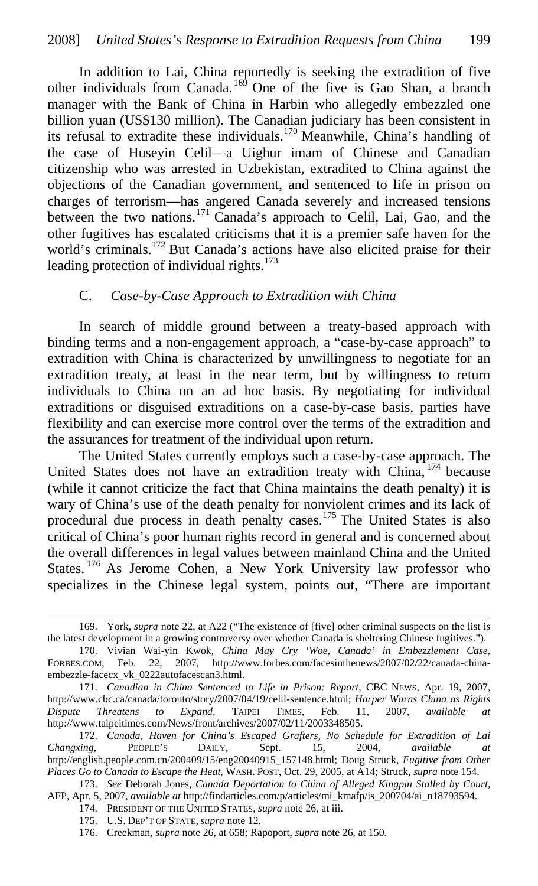In addition to Lai, China reportedly is seeking the extradition of five other individuals from Canada.[169] One of the five is Gao Shan, a branch manager with the Bank of China in Harbin who allegedly embezzled one billion yuan (US$130 million). The Canadian judiciary has been consistent in its refusal to extradite these individuals.[170] Meanwhile, China's handling of the case of Huseyin Celil—a Uighur imam of Chinese and Canadian citizenship who was arrested in Uzbekistan, extradited to China against the objections of the Canadian government, and sentenced to life in prison on charges of terrorism—has angered Canada severely and increased tensions between the two nations.[171] Canada's approach to Celil, Lai, Gao, and the other fugitives has escalated criticisms that it is a premier safe haven for the world's criminals.[172] But Canada's actions have also elicited praise for their leading protection of individual rights.[173]

### C. *Case-by-Case Approach to Extradition with China*

In search of middle ground between a treaty-based approach with binding terms and a non-engagement approach, a "case-by-case approach" to extradition with China is characterized by unwillingness to negotiate for an extradition treaty, at least in the near term, but by willingness to return individuals to China on an ad hoc basis. By negotiating for individual extraditions or disguised extraditions on a case-by-case basis, parties have flexibility and can exercise more control over the terms of the extradition and the assurances for treatment of the individual upon return.

The United States currently employs such a case-by-case approach. The United States does not have an extradition treaty with China,[174] because (while it cannot criticize the fact that China maintains the death penalty) it is wary of China's use of the death penalty for nonviolent crimes and its lack of procedural due process in death penalty cases.[175] The United States is also critical of China's poor human rights record in general and is concerned about the overall differences in legal values between mainland China and the United States.[176] As Jerome Cohen, a New York University law professor who specializes in the Chinese legal system, points out, "There are important

---

169. York, *supra* note 22, at A22 ("The existence of [five] other criminal suspects on the list is the latest development in a growing controversy over whether Canada is sheltering Chinese fugitives.").

170. Vivian Wai-yin Kwok, *China May Cry 'Woe, Canada' in Embezzlement Case*, FORBES.COM, Feb. 22, 2007, http://www.forbes.com/facesinthenews/2007/02/22/canada-china-embezzle-facecx_vk_0222autofacescan3.html.

171. *Canadian in China Sentenced to Life in Prison: Report*, CBC NEWS, Apr. 19, 2007, http://www.cbc.ca/canada/toronto/story/2007/04/19/celil-sentence.html; *Harper Warns China as Rights Dispute Threatens to Expand*, TAIPEI TIMES, Feb. 11, 2007, *available at* http://www.taipeitimes.com/News/front/archives/2007/02/11/2003348505.

172. *Canada, Haven for China's Escaped Grafters, No Schedule for Extradition of Lai Changxing*, PEOPLE'S DAILY, Sept. 15, 2004, *available at* http://english.people.com.cn/200409/15/eng20040915_157148.html; Doug Struck, *Fugitive from Other Places Go to Canada to Escape the Heat*, WASH. POST, Oct. 29, 2005, at A14; Struck, *supra* note 154.

173. *See* Deborah Jones, *Canada Deportation to China of Alleged Kingpin Stalled by Court*, AFP, Apr. 5, 2007, *available at* http://findarticles.com/p/articles/mi_kmafp/is_200704/ai_n18793594.

174. PRESIDENT OF THE UNITED STATES, *supra* note 26, at iii.

175. U.S. DEP'T OF STATE, *supra* note 12.

176. Creekman, *supra* note 26, at 658; Rapoport, *supra* note 26, at 150.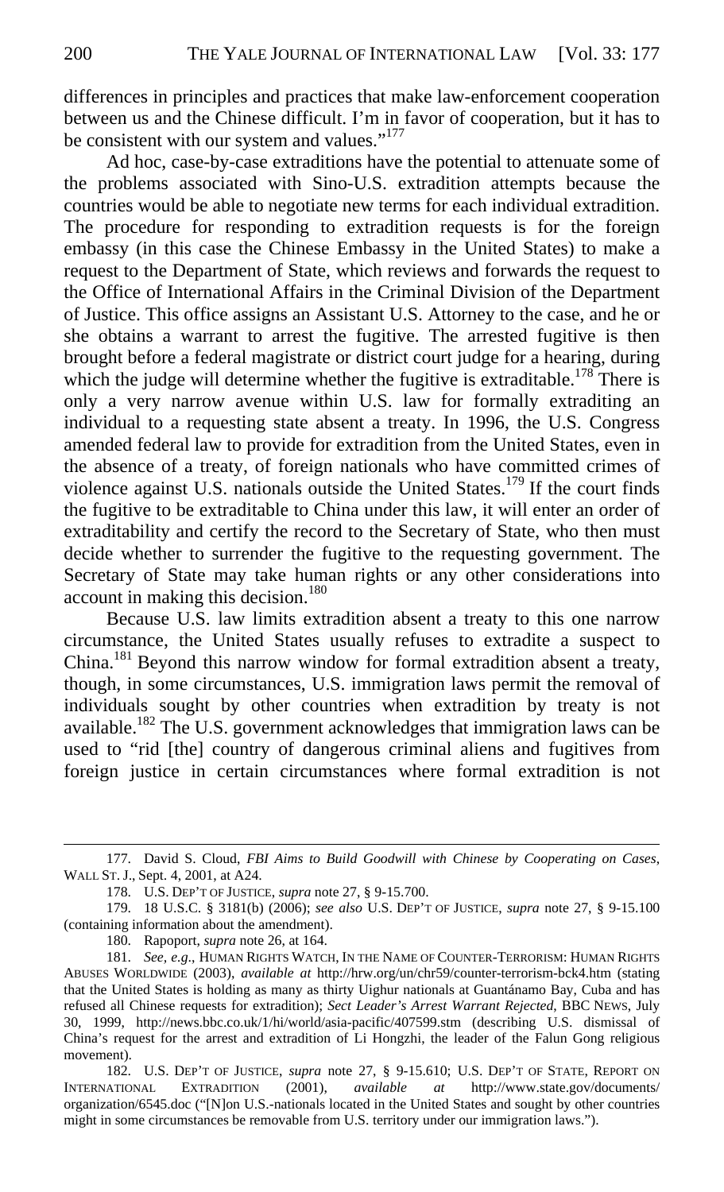differences in principles and practices that make law-enforcement cooperation between us and the Chinese difficult. I'm in favor of cooperation, but it has to be consistent with our system and values."[177]

Ad hoc, case-by-case extraditions have the potential to attenuate some of the problems associated with Sino-U.S. extradition attempts because the countries would be able to negotiate new terms for each individual extradition. The procedure for responding to extradition requests is for the foreign embassy (in this case the Chinese Embassy in the United States) to make a request to the Department of State, which reviews and forwards the request to the Office of International Affairs in the Criminal Division of the Department of Justice. This office assigns an Assistant U.S. Attorney to the case, and he or she obtains a warrant to arrest the fugitive. The arrested fugitive is then brought before a federal magistrate or district court judge for a hearing, during which the judge will determine whether the fugitive is extraditable.[178] There is only a very narrow avenue within U.S. law for formally extraditing an individual to a requesting state absent a treaty. In 1996, the U.S. Congress amended federal law to provide for extradition from the United States, even in the absence of a treaty, of foreign nationals who have committed crimes of violence against U.S. nationals outside the United States.[179] If the court finds the fugitive to be extraditable to China under this law, it will enter an order of extraditability and certify the record to the Secretary of State, who then must decide whether to surrender the fugitive to the requesting government. The Secretary of State may take human rights or any other considerations into account in making this decision.[180]

Because U.S. law limits extradition absent a treaty to this one narrow circumstance, the United States usually refuses to extradite a suspect to China.[181] Beyond this narrow window for formal extradition absent a treaty, though, in some circumstances, U.S. immigration laws permit the removal of individuals sought by other countries when extradition by treaty is not available.[182] The U.S. government acknowledges that immigration laws can be used to "rid [the] country of dangerous criminal aliens and fugitives from foreign justice in certain circumstances where formal extradition is not

---

177. David S. Cloud, *FBI Aims to Build Goodwill with Chinese by Cooperating on Cases*, WALL ST. J., Sept. 4, 2001, at A24.

178. U.S. DEP'T OF JUSTICE, *supra* note 27, § 9-15.700.

179. 18 U.S.C. § 3181(b) (2006); *see also* U.S. DEP'T OF JUSTICE, *supra* note 27, § 9-15.100 (containing information about the amendment).

180. Rapoport, *supra* note 26, at 164.

181. *See, e.g.*, HUMAN RIGHTS WATCH, IN THE NAME OF COUNTER-TERRORISM: HUMAN RIGHTS ABUSES WORLDWIDE (2003), *available at* http://hrw.org/un/chr59/counter-terrorism-bck4.htm (stating that the United States is holding as many as thirty Uighur nationals at Guantánamo Bay, Cuba and has refused all Chinese requests for extradition); *Sect Leader's Arrest Warrant Rejected*, BBC NEWS, July 30, 1999, http://news.bbc.co.uk/1/hi/world/asia-pacific/407599.stm (describing U.S. dismissal of China's request for the arrest and extradition of Li Hongzhi, the leader of the Falun Gong religious movement).

182. U.S. DEP'T OF JUSTICE, *supra* note 27, § 9-15.610; U.S. DEP'T OF STATE, REPORT ON INTERNATIONAL EXTRADITION (2001), *available at* http://www.state.gov/documents/organization/6545.doc ("[N]on U.S.-nationals located in the United States and sought by other countries might in some circumstances be removable from U.S. territory under our immigration laws.").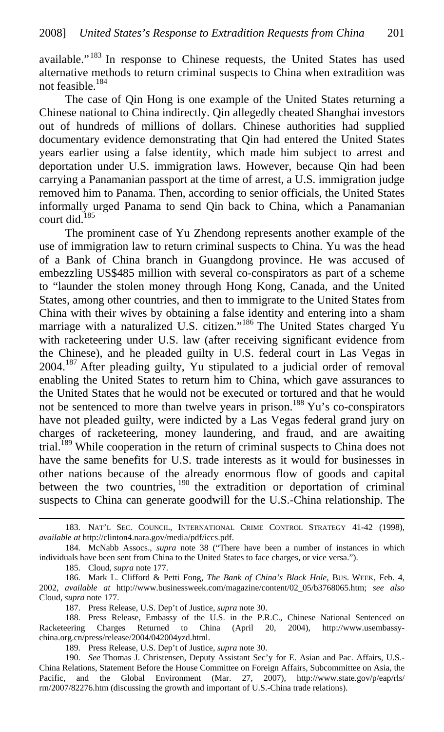available."[183] In response to Chinese requests, the United States has used alternative methods to return criminal suspects to China when extradition was not feasible.[184]

The case of Qin Hong is one example of the United States returning a Chinese national to China indirectly. Qin allegedly cheated Shanghai investors out of hundreds of millions of dollars. Chinese authorities had supplied documentary evidence demonstrating that Qin had entered the United States years earlier using a false identity, which made him subject to arrest and deportation under U.S. immigration laws. However, because Qin had been carrying a Panamanian passport at the time of arrest, a U.S. immigration judge removed him to Panama. Then, according to senior officials, the United States informally urged Panama to send Qin back to China, which a Panamanian court did.[185]

The prominent case of Yu Zhendong represents another example of the use of immigration law to return criminal suspects to China. Yu was the head of a Bank of China branch in Guangdong province. He was accused of embezzling US$485 million with several co-conspirators as part of a scheme to "launder the stolen money through Hong Kong, Canada, and the United States, among other countries, and then to immigrate to the United States from China with their wives by obtaining a false identity and entering into a sham marriage with a naturalized U.S. citizen."[186] The United States charged Yu with racketeering under U.S. law (after receiving significant evidence from the Chinese), and he pleaded guilty in U.S. federal court in Las Vegas in 2004.[187] After pleading guilty, Yu stipulated to a judicial order of removal enabling the United States to return him to China, which gave assurances to the United States that he would not be executed or tortured and that he would not be sentenced to more than twelve years in prison.[188] Yu's co-conspirators have not pleaded guilty, were indicted by a Las Vegas federal grand jury on charges of racketeering, money laundering, and fraud, and are awaiting trial.[189] While cooperation in the return of criminal suspects to China does not have the same benefits for U.S. trade interests as it would for businesses in other nations because of the already enormous flow of goods and capital between the two countries,[190] the extradition or deportation of criminal suspects to China can generate goodwill for the U.S.-China relationship. The

---

183. NAT'L SEC. COUNCIL, INTERNATIONAL CRIME CONTROL STRATEGY 41-42 (1998), *available at* http://clinton4.nara.gov/media/pdf/iccs.pdf.

184. McNabb Assocs., *supra* note 38 ("There have been a number of instances in which individuals have been sent from China to the United States to face charges, or vice versa.").

185. Cloud, *supra* note 177.

186. Mark L. Clifford & Petti Fong, *The Bank of China's Black Hole*, BUS. WEEK, Feb. 4, 2002, *available at* http://www.businessweek.com/magazine/content/02_05/b3768065.htm; *see also* Cloud, *supra* note 177.

187. Press Release, U.S. Dep't of Justice, *supra* note 30.

188. Press Release, Embassy of the U.S. in the P.R.C., Chinese National Sentenced on Racketeering Charges Returned to China (April 20, 2004), http://www.usembassy-china.org.cn/press/release/2004/042004yzd.html.

189. Press Release, U.S. Dep't of Justice, *supra* note 30.

190. *See* Thomas J. Christensen, Deputy Assistant Sec'y for E. Asian and Pac. Affairs, U.S.-China Relations, Statement Before the House Committee on Foreign Affairs, Subcommittee on Asia, the Pacific, and the Global Environment (Mar. 27, 2007), http://www.state.gov/p/eap/rls/rm/2007/82276.htm (discussing the growth and important of U.S.-China trade relations).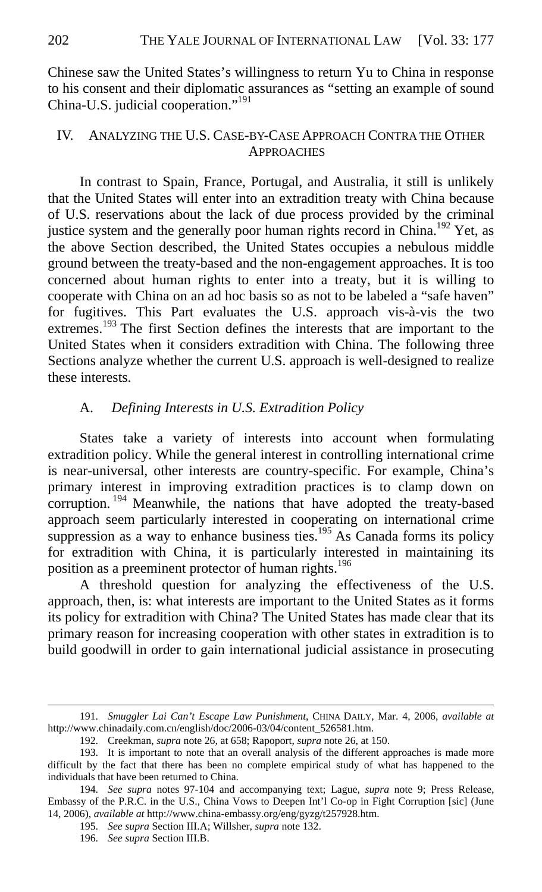Chinese saw the United States's willingness to return Yu to China in response to his consent and their diplomatic assurances as "setting an example of sound China-U.S. judicial cooperation."[191]

## IV. Analyzing the U.S. Case-by-Case Approach Contra the Other Approaches

In contrast to Spain, France, Portugal, and Australia, it still is unlikely that the United States will enter into an extradition treaty with China because of U.S. reservations about the lack of due process provided by the criminal justice system and the generally poor human rights record in China.[192] Yet, as the above Section described, the United States occupies a nebulous middle ground between the treaty-based and the non-engagement approaches. It is too concerned about human rights to enter into a treaty, but it is willing to cooperate with China on an ad hoc basis so as not to be labeled a "safe haven" for fugitives. This Part evaluates the U.S. approach vis-à-vis the two extremes.[193] The first Section defines the interests that are important to the United States when it considers extradition with China. The following three Sections analyze whether the current U.S. approach is well-designed to realize these interests.

### A. *Defining Interests in U.S. Extradition Policy*

States take a variety of interests into account when formulating extradition policy. While the general interest in controlling international crime is near-universal, other interests are country-specific. For example, China's primary interest in improving extradition practices is to clamp down on corruption.[194] Meanwhile, the nations that have adopted the treaty-based approach seem particularly interested in cooperating on international crime suppression as a way to enhance business ties.[195] As Canada forms its policy for extradition with China, it is particularly interested in maintaining its position as a preeminent protector of human rights.[196]

A threshold question for analyzing the effectiveness of the U.S. approach, then, is: what interests are important to the United States as it forms its policy for extradition with China? The United States has made clear that its primary reason for increasing cooperation with other states in extradition is to build goodwill in order to gain international judicial assistance in prosecuting

---

191. *Smuggler Lai Can't Escape Law Punishment*, CHINA DAILY, Mar. 4, 2006, *available at* http://www.chinadaily.com.cn/english/doc/2006-03/04/content_526581.htm.

192. Creekman, *supra* note 26, at 658; Rapoport, *supra* note 26, at 150.

193. It is important to note that an overall analysis of the different approaches is made more difficult by the fact that there has been no complete empirical study of what has happened to the individuals that have been returned to China.

194. *See supra* notes 97-104 and accompanying text; Lague, *supra* note 9; Press Release, Embassy of the P.R.C. in the U.S., China Vows to Deepen Int'l Co-op in Fight Corruption [sic] (June 14, 2006), *available at* http://www.china-embassy.org/eng/gyzg/t257928.htm.

195. *See supra* Section III.A; Willsher, *supra* note 132.

196. *See supra* Section III.B.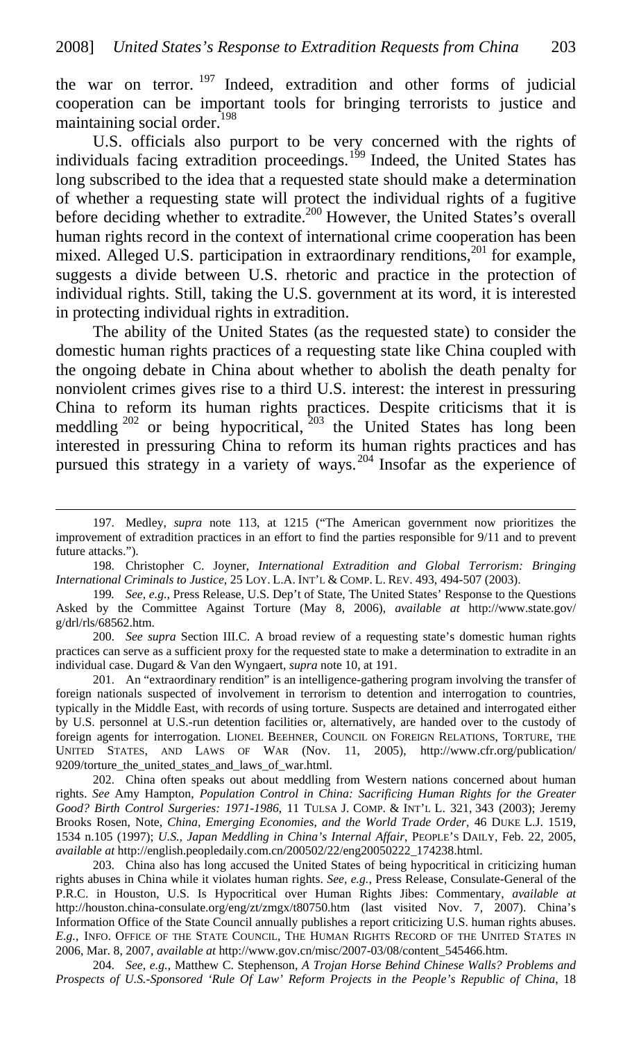the war on terror.[197] Indeed, extradition and other forms of judicial cooperation can be important tools for bringing terrorists to justice and maintaining social order.[198]

U.S. officials also purport to be very concerned with the rights of individuals facing extradition proceedings.[199] Indeed, the United States has long subscribed to the idea that a requested state should make a determination of whether a requesting state will protect the individual rights of a fugitive before deciding whether to extradite.[200] However, the United States's overall human rights record in the context of international crime cooperation has been mixed. Alleged U.S. participation in extraordinary renditions,[201] for example, suggests a divide between U.S. rhetoric and practice in the protection of individual rights. Still, taking the U.S. government at its word, it is interested in protecting individual rights in extradition.

The ability of the United States (as the requested state) to consider the domestic human rights practices of a requesting state like China coupled with the ongoing debate in China about whether to abolish the death penalty for nonviolent crimes gives rise to a third U.S. interest: the interest in pressuring China to reform its human rights practices. Despite criticisms that it is meddling[202] or being hypocritical,[203] the United States has long been interested in pressuring China to reform its human rights practices and has pursued this strategy in a variety of ways.[204] Insofar as the experience of

---

197. Medley, *supra* note 113, at 1215 ("The American government now prioritizes the improvement of extradition practices in an effort to find the parties responsible for 9/11 and to prevent future attacks.").

198. Christopher C. Joyner, *International Extradition and Global Terrorism: Bringing International Criminals to Justice*, 25 LOY. L.A. INT'L & COMP. L. REV. 493, 494-507 (2003).

199. *See, e.g.*, Press Release, U.S. Dep't of State, The United States' Response to the Questions Asked by the Committee Against Torture (May 8, 2006), *available at* http://www.state.gov/g/drl/rls/68562.htm.

200. *See supra* Section III.C. A broad review of a requesting state's domestic human rights practices can serve as a sufficient proxy for the requested state to make a determination to extradite in an individual case. Dugard & Van den Wyngaert, *supra* note 10, at 191.

201. An "extraordinary rendition" is an intelligence-gathering program involving the transfer of foreign nationals suspected of involvement in terrorism to detention and interrogation to countries, typically in the Middle East, with records of using torture. Suspects are detained and interrogated either by U.S. personnel at U.S.-run detention facilities or, alternatively, are handed over to the custody of foreign agents for interrogation. LIONEL BEEHNER, COUNCIL ON FOREIGN RELATIONS, TORTURE, THE UNITED STATES, AND LAWS OF WAR (Nov. 11, 2005), http://www.cfr.org/publication/9209/torture_the_united_states_and_laws_of_war.html.

202. China often speaks out about meddling from Western nations concerned about human rights. *See* Amy Hampton, *Population Control in China: Sacrificing Human Rights for the Greater Good? Birth Control Surgeries: 1971-1986*, 11 TULSA J. COMP. & INT'L L. 321, 343 (2003); Jeremy Brooks Rosen, Note, *China, Emerging Economies, and the World Trade Order*, 46 DUKE L.J. 1519, 1534 n.105 (1997); *U.S., Japan Meddling in China's Internal Affair*, PEOPLE'S DAILY, Feb. 22, 2005, *available at* http://english.peopledaily.com.cn/200502/22/eng20050222_174238.html.

203. China also has long accused the United States of being hypocritical in criticizing human rights abuses in China while it violates human rights. *See, e.g.*, Press Release, Consulate-General of the P.R.C. in Houston, U.S. Is Hypocritical over Human Rights Jibes: Commentary, *available at* http://houston.china-consulate.org/eng/zt/zmgx/t80750.htm (last visited Nov. 7, 2007). China's Information Office of the State Council annually publishes a report criticizing U.S. human rights abuses. *E.g.*, INFO. OFFICE OF THE STATE COUNCIL, THE HUMAN RIGHTS RECORD OF THE UNITED STATES IN 2006, Mar. 8, 2007, *available at* http://www.gov.cn/misc/2007-03/08/content_545466.htm.

204. *See, e.g.*, Matthew C. Stephenson, *A Trojan Horse Behind Chinese Walls? Problems and Prospects of U.S.-Sponsored 'Rule Of Law' Reform Projects in the People's Republic of China*, 18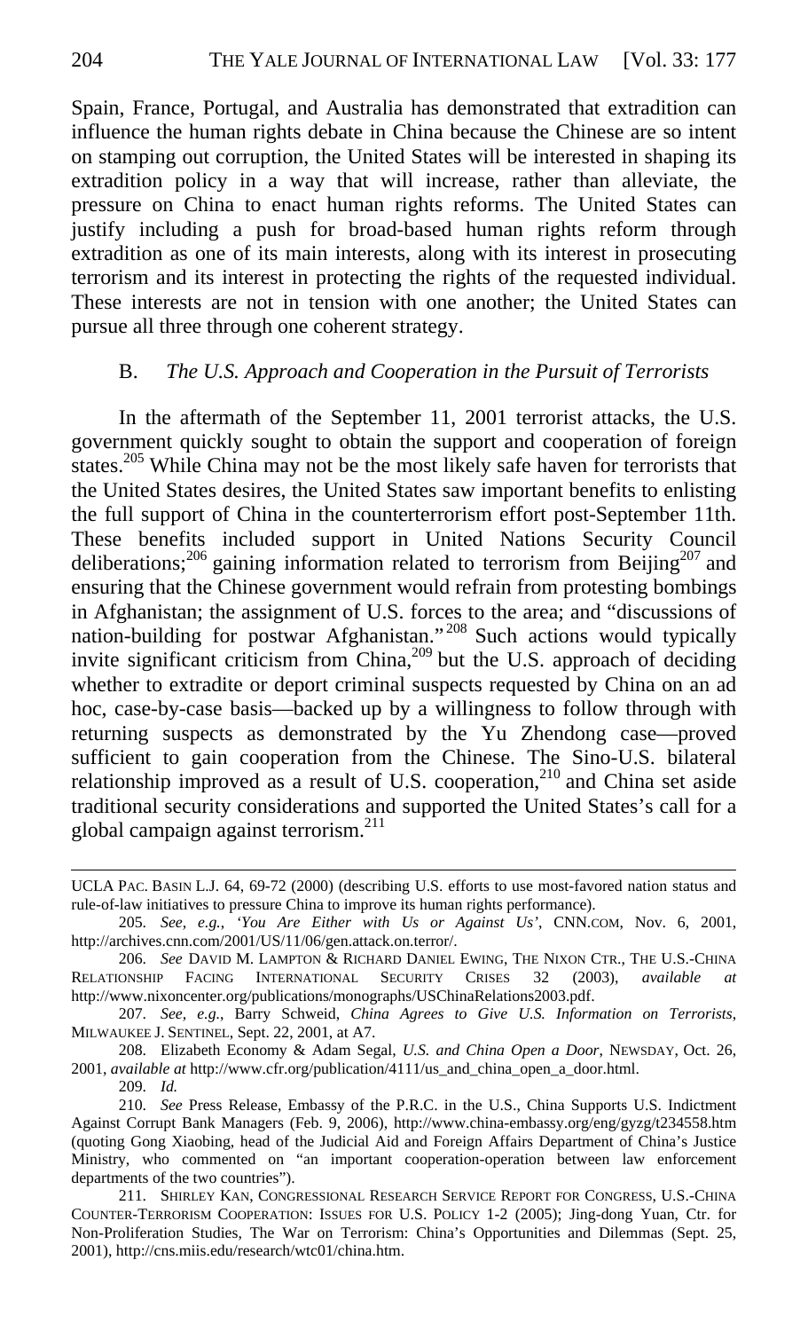Spain, France, Portugal, and Australia has demonstrated that extradition can influence the human rights debate in China because the Chinese are so intent on stamping out corruption, the United States will be interested in shaping its extradition policy in a way that will increase, rather than alleviate, the pressure on China to enact human rights reforms. The United States can justify including a push for broad-based human rights reform through extradition as one of its main interests, along with its interest in prosecuting terrorism and its interest in protecting the rights of the requested individual. These interests are not in tension with one another; the United States can pursue all three through one coherent strategy.

### B. *The U.S. Approach and Cooperation in the Pursuit of Terrorists*

In the aftermath of the September 11, 2001 terrorist attacks, the U.S. government quickly sought to obtain the support and cooperation of foreign states.[205] While China may not be the most likely safe haven for terrorists that the United States desires, the United States saw important benefits to enlisting the full support of China in the counterterrorism effort post-September 11th. These benefits included support in United Nations Security Council deliberations;[206] gaining information related to terrorism from Beijing[207] and ensuring that the Chinese government would refrain from protesting bombings in Afghanistan; the assignment of U.S. forces to the area; and "discussions of nation-building for postwar Afghanistan."[208] Such actions would typically invite significant criticism from China,[209] but the U.S. approach of deciding whether to extradite or deport criminal suspects requested by China on an ad hoc, case-by-case basis—backed up by a willingness to follow through with returning suspects as demonstrated by the Yu Zhendong case—proved sufficient to gain cooperation from the Chinese. The Sino-U.S. bilateral relationship improved as a result of U.S. cooperation,[210] and China set aside traditional security considerations and supported the United States's call for a global campaign against terrorism.[211]

---

UCLA PAC. BASIN L.J. 64, 69-72 (2000) (describing U.S. efforts to use most-favored nation status and rule-of-law initiatives to pressure China to improve its human rights performance).

205. *See, e.g.*, *'You Are Either with Us or Against Us'*, CNN.COM, Nov. 6, 2001, http://archives.cnn.com/2001/US/11/06/gen.attack.on.terror/.

206. *See* DAVID M. LAMPTON & RICHARD DANIEL EWING, THE NIXON CTR., THE U.S.-CHINA RELATIONSHIP FACING INTERNATIONAL SECURITY CRISES 32 (2003), *available at* http://www.nixoncenter.org/publications/monographs/USChinaRelations2003.pdf.

207. *See, e.g.*, Barry Schweid, *China Agrees to Give U.S. Information on Terrorists*, MILWAUKEE J. SENTINEL, Sept. 22, 2001, at A7.

208. Elizabeth Economy & Adam Segal, *U.S. and China Open a Door*, NEWSDAY, Oct. 26, 2001, *available at* http://www.cfr.org/publication/4111/us_and_china_open_a_door.html.

209. *Id.*

210. *See* Press Release, Embassy of the P.R.C. in the U.S., China Supports U.S. Indictment Against Corrupt Bank Managers (Feb. 9, 2006), http://www.china-embassy.org/eng/gyzg/t234558.htm (quoting Gong Xiaobing, head of the Judicial Aid and Foreign Affairs Department of China's Justice Ministry, who commented on "an important cooperation-operation between law enforcement departments of the two countries").

211. SHIRLEY KAN, CONGRESSIONAL RESEARCH SERVICE REPORT FOR CONGRESS, U.S.-CHINA COUNTER-TERRORISM COOPERATION: ISSUES FOR U.S. POLICY 1-2 (2005); Jing-dong Yuan, Ctr. for Non-Proliferation Studies, The War on Terrorism: China's Opportunities and Dilemmas (Sept. 25, 2001), http://cns.miis.edu/research/wtc01/china.htm.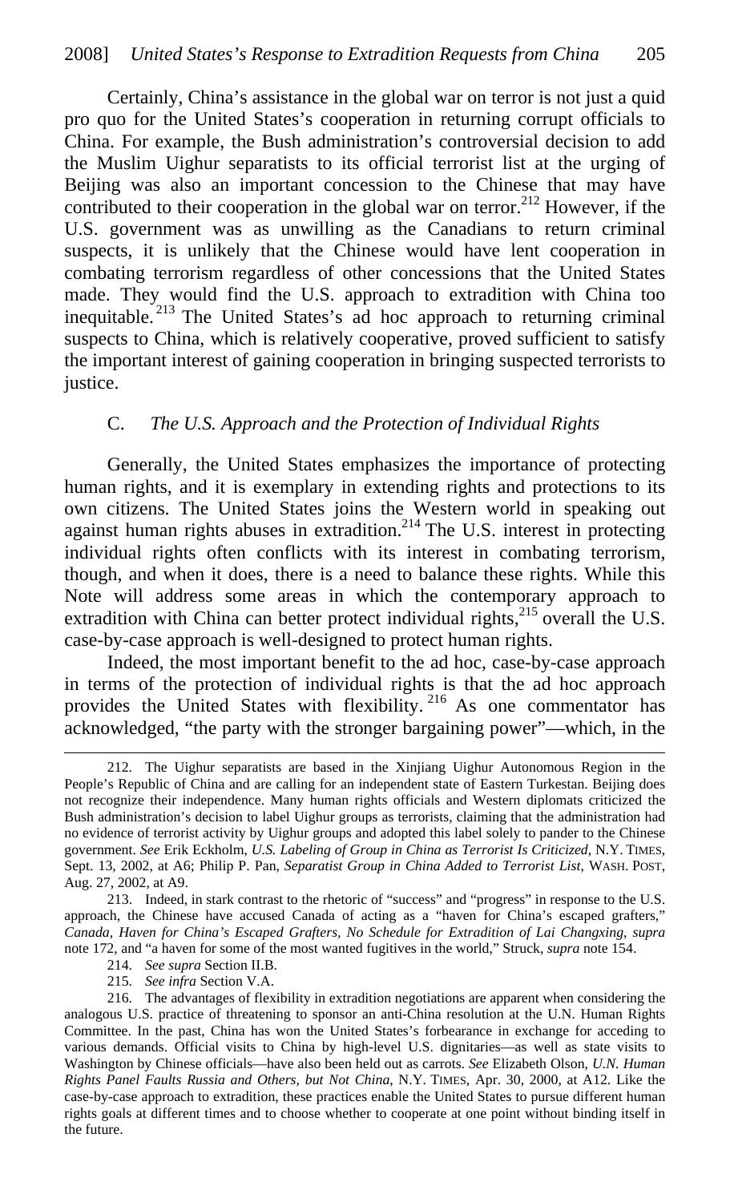Certainly, China's assistance in the global war on terror is not just a quid pro quo for the United States's cooperation in returning corrupt officials to China. For example, the Bush administration's controversial decision to add the Muslim Uighur separatists to its official terrorist list at the urging of Beijing was also an important concession to the Chinese that may have contributed to their cooperation in the global war on terror.[212] However, if the U.S. government was as unwilling as the Canadians to return criminal suspects, it is unlikely that the Chinese would have lent cooperation in combating terrorism regardless of other concessions that the United States made. They would find the U.S. approach to extradition with China too inequitable.[213] The United States's ad hoc approach to returning criminal suspects to China, which is relatively cooperative, proved sufficient to satisfy the important interest of gaining cooperation in bringing suspected terrorists to justice.

### C. *The U.S. Approach and the Protection of Individual Rights*

Generally, the United States emphasizes the importance of protecting human rights, and it is exemplary in extending rights and protections to its own citizens. The United States joins the Western world in speaking out against human rights abuses in extradition.[214] The U.S. interest in protecting individual rights often conflicts with its interest in combating terrorism, though, and when it does, there is a need to balance these rights. While this Note will address some areas in which the contemporary approach to extradition with China can better protect individual rights,[215] overall the U.S. case-by-case approach is well-designed to protect human rights.

Indeed, the most important benefit to the ad hoc, case-by-case approach in terms of the protection of individual rights is that the ad hoc approach provides the United States with flexibility.[216] As one commentator has acknowledged, "the party with the stronger bargaining power"—which, in the

---

212. The Uighur separatists are based in the Xinjiang Uighur Autonomous Region in the People's Republic of China and are calling for an independent state of Eastern Turkestan. Beijing does not recognize their independence. Many human rights officials and Western diplomats criticized the Bush administration's decision to label Uighur groups as terrorists, claiming that the administration had no evidence of terrorist activity by Uighur groups and adopted this label solely to pander to the Chinese government. *See* Erik Eckholm, *U.S. Labeling of Group in China as Terrorist Is Criticized*, N.Y. TIMES, Sept. 13, 2002, at A6; Philip P. Pan, *Separatist Group in China Added to Terrorist List*, WASH. POST, Aug. 27, 2002, at A9.

213. Indeed, in stark contrast to the rhetoric of "success" and "progress" in response to the U.S. approach, the Chinese have accused Canada of acting as a "haven for China's escaped grafters," *Canada, Haven for China's Escaped Grafters, No Schedule for Extradition of Lai Changxing*, *supra* note 172, and "a haven for some of the most wanted fugitives in the world," Struck, *supra* note 154.

214. *See supra* Section II.B.

215. *See infra* Section V.A.

216. The advantages of flexibility in extradition negotiations are apparent when considering the analogous U.S. practice of threatening to sponsor an anti-China resolution at the U.N. Human Rights Committee. In the past, China has won the United States's forbearance in exchange for acceding to various demands. Official visits to China by high-level U.S. dignitaries—as well as state visits to Washington by Chinese officials—have also been held out as carrots. *See* Elizabeth Olson, *U.N. Human Rights Panel Faults Russia and Others, but Not China*, N.Y. TIMES, Apr. 30, 2000, at A12. Like the case-by-case approach to extradition, these practices enable the United States to pursue different human rights goals at different times and to choose whether to cooperate at one point without binding itself in the future.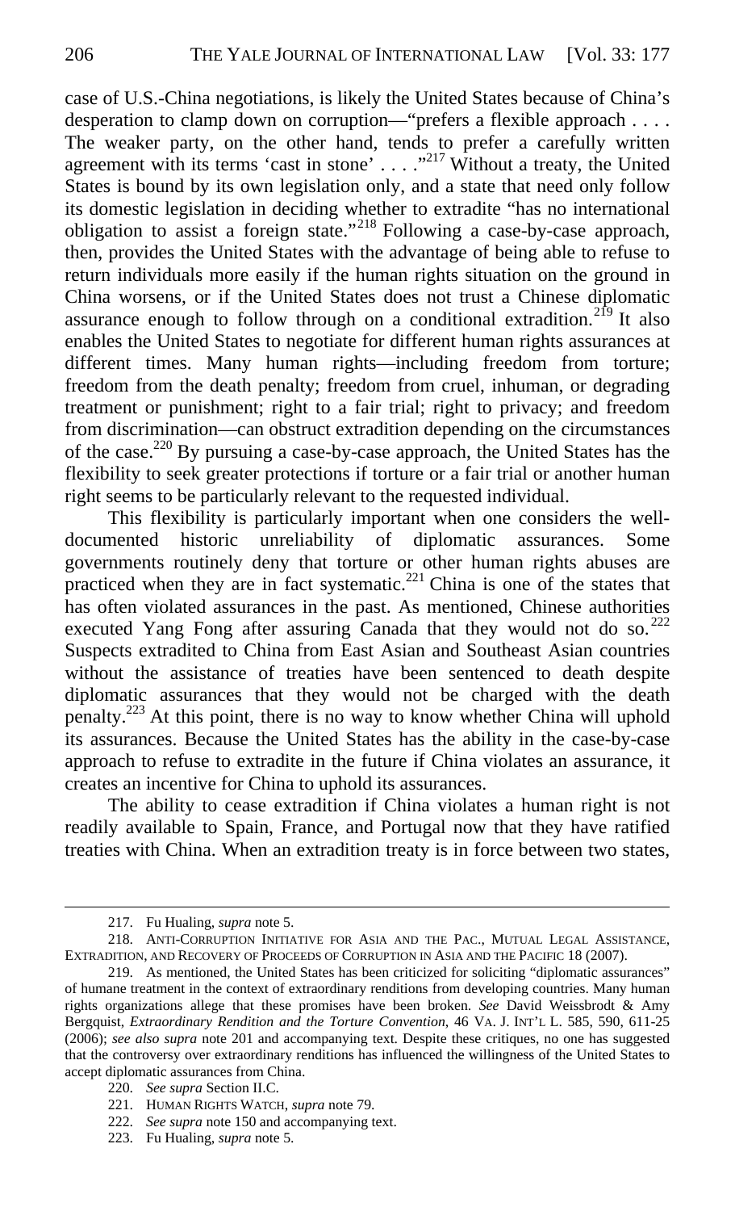case of U.S.-China negotiations, is likely the United States because of China's desperation to clamp down on corruption—"prefers a flexible approach . . . . The weaker party, on the other hand, tends to prefer a carefully written agreement with its terms 'cast in stone' . . . ."[217] Without a treaty, the United States is bound by its own legislation only, and a state that need only follow its domestic legislation in deciding whether to extradite "has no international obligation to assist a foreign state."[218] Following a case-by-case approach, then, provides the United States with the advantage of being able to refuse to return individuals more easily if the human rights situation on the ground in China worsens, or if the United States does not trust a Chinese diplomatic assurance enough to follow through on a conditional extradition.[219] It also enables the United States to negotiate for different human rights assurances at different times. Many human rights—including freedom from torture; freedom from the death penalty; freedom from cruel, inhuman, or degrading treatment or punishment; right to a fair trial; right to privacy; and freedom from discrimination—can obstruct extradition depending on the circumstances of the case.[220] By pursuing a case-by-case approach, the United States has the flexibility to seek greater protections if torture or a fair trial or another human right seems to be particularly relevant to the requested individual.

This flexibility is particularly important when one considers the well-documented historic unreliability of diplomatic assurances. Some governments routinely deny that torture or other human rights abuses are practiced when they are in fact systematic.[221] China is one of the states that has often violated assurances in the past. As mentioned, Chinese authorities executed Yang Fong after assuring Canada that they would not do so.[222] Suspects extradited to China from East Asian and Southeast Asian countries without the assistance of treaties have been sentenced to death despite diplomatic assurances that they would not be charged with the death penalty.[223] At this point, there is no way to know whether China will uphold its assurances. Because the United States has the ability in the case-by-case approach to refuse to extradite in the future if China violates an assurance, it creates an incentive for China to uphold its assurances.

The ability to cease extradition if China violates a human right is not readily available to Spain, France, and Portugal now that they have ratified treaties with China. When an extradition treaty is in force between two states,

---

217. Fu Hualing, *supra* note 5.

218. ANTI-CORRUPTION INITIATIVE FOR ASIA AND THE PAC., MUTUAL LEGAL ASSISTANCE, EXTRADITION, AND RECOVERY OF PROCEEDS OF CORRUPTION IN ASIA AND THE PACIFIC 18 (2007).

219. As mentioned, the United States has been criticized for soliciting "diplomatic assurances" of humane treatment in the context of extraordinary renditions from developing countries. Many human rights organizations allege that these promises have been broken. *See* David Weissbrodt & Amy Bergquist, *Extraordinary Rendition and the Torture Convention*, 46 VA. J. INT'L L. 585, 590, 611-25 (2006); *see also supra* note 201 and accompanying text. Despite these critiques, no one has suggested that the controversy over extraordinary renditions has influenced the willingness of the United States to accept diplomatic assurances from China.

220. *See supra* Section II.C.

221. HUMAN RIGHTS WATCH, *supra* note 79.

222. *See supra* note 150 and accompanying text.

223. Fu Hualing, *supra* note 5.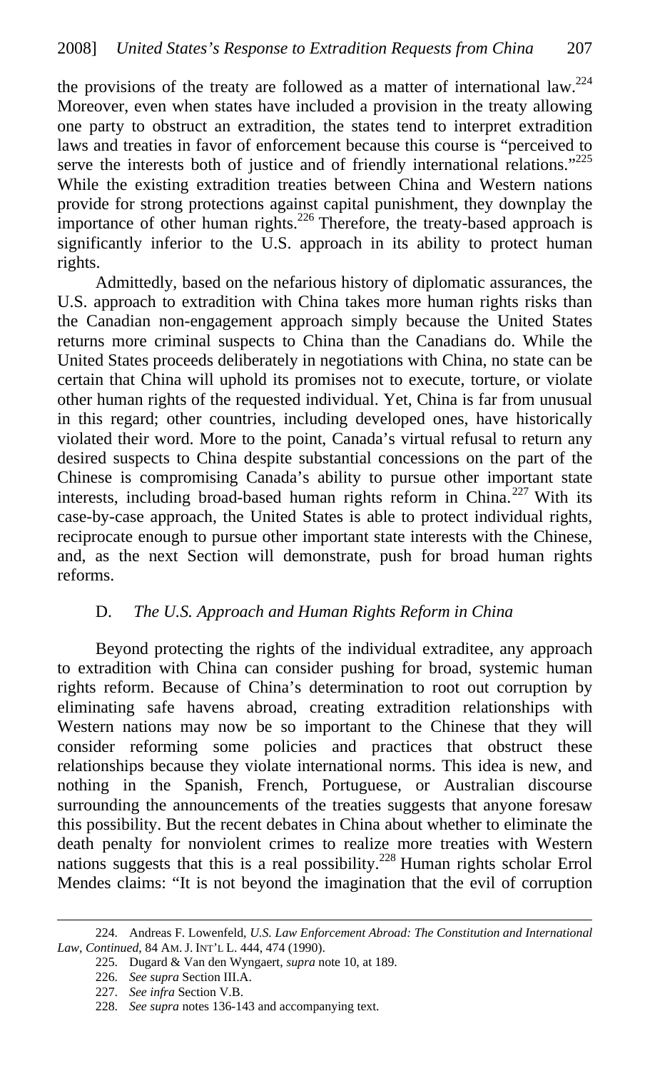the provisions of the treaty are followed as a matter of international law.[224] Moreover, even when states have included a provision in the treaty allowing one party to obstruct an extradition, the states tend to interpret extradition laws and treaties in favor of enforcement because this course is "perceived to serve the interests both of justice and of friendly international relations."[225] While the existing extradition treaties between China and Western nations provide for strong protections against capital punishment, they downplay the importance of other human rights.[226] Therefore, the treaty-based approach is significantly inferior to the U.S. approach in its ability to protect human rights.

Admittedly, based on the nefarious history of diplomatic assurances, the U.S. approach to extradition with China takes more human rights risks than the Canadian non-engagement approach simply because the United States returns more criminal suspects to China than the Canadians do. While the United States proceeds deliberately in negotiations with China, no state can be certain that China will uphold its promises not to execute, torture, or violate other human rights of the requested individual. Yet, China is far from unusual in this regard; other countries, including developed ones, have historically violated their word. More to the point, Canada's virtual refusal to return any desired suspects to China despite substantial concessions on the part of the Chinese is compromising Canada's ability to pursue other important state interests, including broad-based human rights reform in China.[227] With its case-by-case approach, the United States is able to protect individual rights, reciprocate enough to pursue other important state interests with the Chinese, and, as the next Section will demonstrate, push for broad human rights reforms.

### D. *The U.S. Approach and Human Rights Reform in China*

Beyond protecting the rights of the individual extraditee, any approach to extradition with China can consider pushing for broad, systemic human rights reform. Because of China's determination to root out corruption by eliminating safe havens abroad, creating extradition relationships with Western nations may now be so important to the Chinese that they will consider reforming some policies and practices that obstruct these relationships because they violate international norms. This idea is new, and nothing in the Spanish, French, Portuguese, or Australian discourse surrounding the announcements of the treaties suggests that anyone foresaw this possibility. But the recent debates in China about whether to eliminate the death penalty for nonviolent crimes to realize more treaties with Western nations suggests that this is a real possibility.[228] Human rights scholar Errol Mendes claims: "It is not beyond the imagination that the evil of corruption

---

224. Andreas F. Lowenfeld, *U.S. Law Enforcement Abroad: The Constitution and International Law, Continued*, 84 AM. J. INT'L L. 444, 474 (1990).

225. Dugard & Van den Wyngaert, *supra* note 10, at 189.

226. *See supra* Section III.A.

227. *See infra* Section V.B.

228. *See supra* notes 136-143 and accompanying text.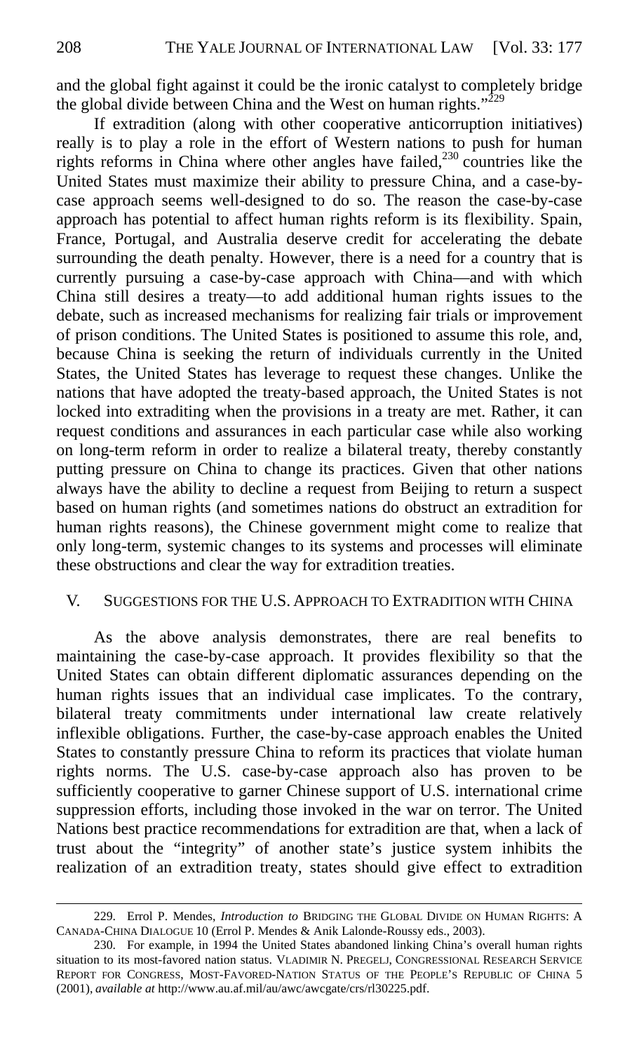and the global fight against it could be the ironic catalyst to completely bridge the global divide between China and the West on human rights."[229]

If extradition (along with other cooperative anticorruption initiatives) really is to play a role in the effort of Western nations to push for human rights reforms in China where other angles have failed,[230] countries like the United States must maximize their ability to pressure China, and a case-by-case approach seems well-designed to do so. The reason the case-by-case approach has potential to affect human rights reform is its flexibility. Spain, France, Portugal, and Australia deserve credit for accelerating the debate surrounding the death penalty. However, there is a need for a country that is currently pursuing a case-by-case approach with China—and with which China still desires a treaty—to add additional human rights issues to the debate, such as increased mechanisms for realizing fair trials or improvement of prison conditions. The United States is positioned to assume this role, and, because China is seeking the return of individuals currently in the United States, the United States has leverage to request these changes. Unlike the nations that have adopted the treaty-based approach, the United States is not locked into extraditing when the provisions in a treaty are met. Rather, it can request conditions and assurances in each particular case while also working on long-term reform in order to realize a bilateral treaty, thereby constantly putting pressure on China to change its practices. Given that other nations always have the ability to decline a request from Beijing to return a suspect based on human rights (and sometimes nations do obstruct an extradition for human rights reasons), the Chinese government might come to realize that only long-term, systemic changes to its systems and processes will eliminate these obstructions and clear the way for extradition treaties.

## V. SUGGESTIONS FOR THE U.S. APPROACH TO EXTRADITION WITH CHINA

As the above analysis demonstrates, there are real benefits to maintaining the case-by-case approach. It provides flexibility so that the United States can obtain different diplomatic assurances depending on the human rights issues that an individual case implicates. To the contrary, bilateral treaty commitments under international law create relatively inflexible obligations. Further, the case-by-case approach enables the United States to constantly pressure China to reform its practices that violate human rights norms. The U.S. case-by-case approach also has proven to be sufficiently cooperative to garner Chinese support of U.S. international crime suppression efforts, including those invoked in the war on terror. The United Nations best practice recommendations for extradition are that, when a lack of trust about the "integrity" of another state's justice system inhibits the realization of an extradition treaty, states should give effect to extradition

---

229. Errol P. Mendes, *Introduction to* BRIDGING THE GLOBAL DIVIDE ON HUMAN RIGHTS: A CANADA-CHINA DIALOGUE 10 (Errol P. Mendes & Anik Lalonde-Roussy eds., 2003).

230. For example, in 1994 the United States abandoned linking China's overall human rights situation to its most-favored nation status. VLADIMIR N. PREGELJ, CONGRESSIONAL RESEARCH SERVICE REPORT FOR CONGRESS, MOST-FAVORED-NATION STATUS OF THE PEOPLE'S REPUBLIC OF CHINA 5 (2001), *available at* http://www.au.af.mil/au/awc/awcgate/crs/rl30225.pdf.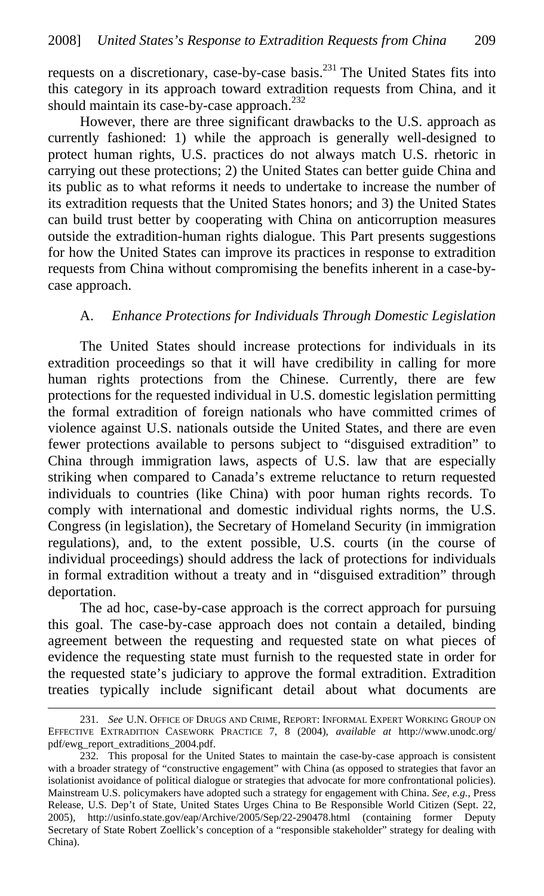requests on a discretionary, case-by-case basis.[231] The United States fits into this category in its approach toward extradition requests from China, and it should maintain its case-by-case approach.[232]

However, there are three significant drawbacks to the U.S. approach as currently fashioned: 1) while the approach is generally well-designed to protect human rights, U.S. practices do not always match U.S. rhetoric in carrying out these protections; 2) the United States can better guide China and its public as to what reforms it needs to undertake to increase the number of its extradition requests that the United States honors; and 3) the United States can build trust better by cooperating with China on anticorruption measures outside the extradition-human rights dialogue. This Part presents suggestions for how the United States can improve its practices in response to extradition requests from China without compromising the benefits inherent in a case-by-case approach.

### A. *Enhance Protections for Individuals Through Domestic Legislation*

The United States should increase protections for individuals in its extradition proceedings so that it will have credibility in calling for more human rights protections from the Chinese. Currently, there are few protections for the requested individual in U.S. domestic legislation permitting the formal extradition of foreign nationals who have committed crimes of violence against U.S. nationals outside the United States, and there are even fewer protections available to persons subject to "disguised extradition" to China through immigration laws, aspects of U.S. law that are especially striking when compared to Canada's extreme reluctance to return requested individuals to countries (like China) with poor human rights records. To comply with international and domestic individual rights norms, the U.S. Congress (in legislation), the Secretary of Homeland Security (in immigration regulations), and, to the extent possible, U.S. courts (in the course of individual proceedings) should address the lack of protections for individuals in formal extradition without a treaty and in "disguised extradition" through deportation.

The ad hoc, case-by-case approach is the correct approach for pursuing this goal. The case-by-case approach does not contain a detailed, binding agreement between the requesting and requested state on what pieces of evidence the requesting state must furnish to the requested state in order for the requested state's judiciary to approve the formal extradition. Extradition treaties typically include significant detail about what documents are

---

231. *See* U.N. OFFICE OF DRUGS AND CRIME, REPORT: INFORMAL EXPERT WORKING GROUP ON EFFECTIVE EXTRADITION CASEWORK PRACTICE 7, 8 (2004), *available at* http://www.unodc.org/pdf/ewg_report_extraditions_2004.pdf.

232. This proposal for the United States to maintain the case-by-case approach is consistent with a broader strategy of "constructive engagement" with China (as opposed to strategies that favor an isolationist avoidance of political dialogue or strategies that advocate for more confrontational policies). Mainstream U.S. policymakers have adopted such a strategy for engagement with China. *See, e.g.*, Press Release, U.S. Dep't of State, United States Urges China to Be Responsible World Citizen (Sept. 22, 2005), http://usinfo.state.gov/eap/Archive/2005/Sep/22-290478.html (containing former Deputy Secretary of State Robert Zoellick's conception of a "responsible stakeholder" strategy for dealing with China).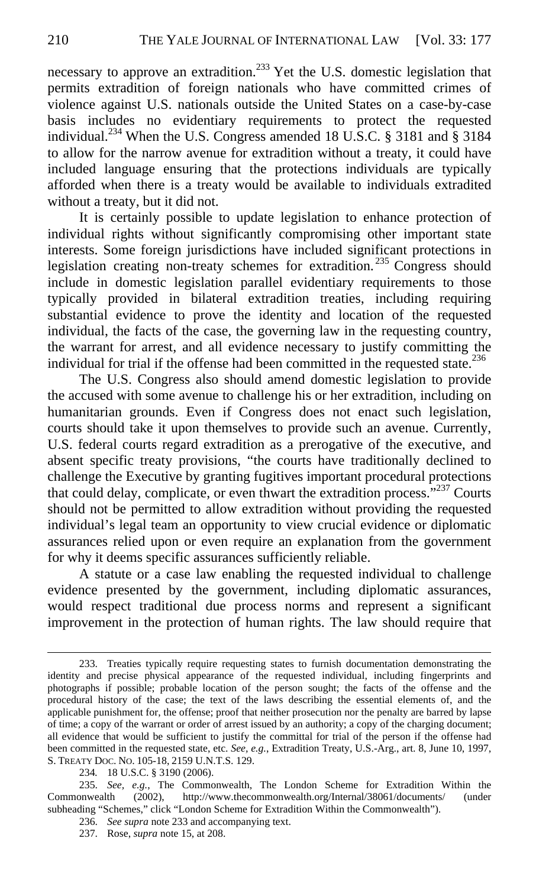necessary to approve an extradition.[233] Yet the U.S. domestic legislation that permits extradition of foreign nationals who have committed crimes of violence against U.S. nationals outside the United States on a case-by-case basis includes no evidentiary requirements to protect the requested individual.[234] When the U.S. Congress amended 18 U.S.C. § 3181 and § 3184 to allow for the narrow avenue for extradition without a treaty, it could have included language ensuring that the protections individuals are typically afforded when there is a treaty would be available to individuals extradited without a treaty, but it did not.

It is certainly possible to update legislation to enhance protection of individual rights without significantly compromising other important state interests. Some foreign jurisdictions have included significant protections in legislation creating non-treaty schemes for extradition.[235] Congress should include in domestic legislation parallel evidentiary requirements to those typically provided in bilateral extradition treaties, including requiring substantial evidence to prove the identity and location of the requested individual, the facts of the case, the governing law in the requesting country, the warrant for arrest, and all evidence necessary to justify committing the individual for trial if the offense had been committed in the requested state.[236]

The U.S. Congress also should amend domestic legislation to provide the accused with some avenue to challenge his or her extradition, including on humanitarian grounds. Even if Congress does not enact such legislation, courts should take it upon themselves to provide such an avenue. Currently, U.S. federal courts regard extradition as a prerogative of the executive, and absent specific treaty provisions, "the courts have traditionally declined to challenge the Executive by granting fugitives important procedural protections that could delay, complicate, or even thwart the extradition process."[237] Courts should not be permitted to allow extradition without providing the requested individual's legal team an opportunity to view crucial evidence or diplomatic assurances relied upon or even require an explanation from the government for why it deems specific assurances sufficiently reliable.

A statute or a case law enabling the requested individual to challenge evidence presented by the government, including diplomatic assurances, would respect traditional due process norms and represent a significant improvement in the protection of human rights. The law should require that

---

233. Treaties typically require requesting states to furnish documentation demonstrating the identity and precise physical appearance of the requested individual, including fingerprints and photographs if possible; probable location of the person sought; the facts of the offense and the procedural history of the case; the text of the laws describing the essential elements of, and the applicable punishment for, the offense; proof that neither prosecution nor the penalty are barred by lapse of time; a copy of the warrant or order of arrest issued by an authority; a copy of the charging document; all evidence that would be sufficient to justify the committal for trial of the person if the offense had been committed in the requested state, etc. *See, e.g.*, Extradition Treaty, U.S.-Arg., art. 8, June 10, 1997, S. TREATY DOC. NO. 105-18, 2159 U.N.T.S. 129.

234. 18 U.S.C. § 3190 (2006).

235. *See, e.g.*, The Commonwealth, The London Scheme for Extradition Within the Commonwealth (2002), http://www.thecommonwealth.org/Internal/38061/documents/ (under subheading "Schemes," click "London Scheme for Extradition Within the Commonwealth").

236. *See supra* note 233 and accompanying text.

237. Rose, *supra* note 15, at 208.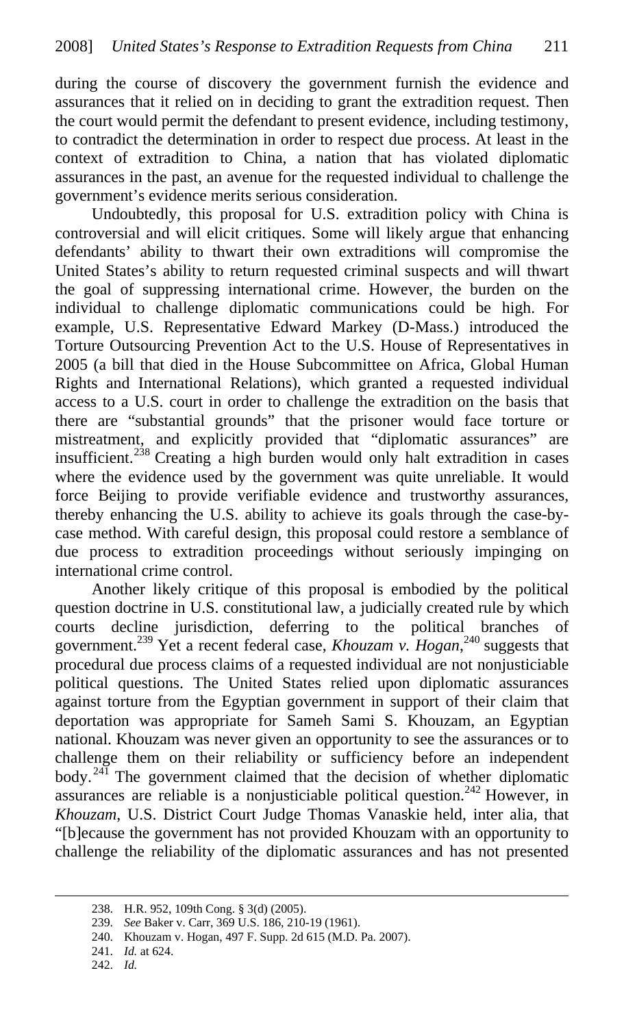during the course of discovery the government furnish the evidence and assurances that it relied on in deciding to grant the extradition request. Then the court would permit the defendant to present evidence, including testimony, to contradict the determination in order to respect due process. At least in the context of extradition to China, a nation that has violated diplomatic assurances in the past, an avenue for the requested individual to challenge the government's evidence merits serious consideration.

Undoubtedly, this proposal for U.S. extradition policy with China is controversial and will elicit critiques. Some will likely argue that enhancing defendants' ability to thwart their own extraditions will compromise the United States's ability to return requested criminal suspects and will thwart the goal of suppressing international crime. However, the burden on the individual to challenge diplomatic communications could be high. For example, U.S. Representative Edward Markey (D-Mass.) introduced the Torture Outsourcing Prevention Act to the U.S. House of Representatives in 2005 (a bill that died in the House Subcommittee on Africa, Global Human Rights and International Relations), which granted a requested individual access to a U.S. court in order to challenge the extradition on the basis that there are "substantial grounds" that the prisoner would face torture or mistreatment, and explicitly provided that "diplomatic assurances" are insufficient.[238] Creating a high burden would only halt extradition in cases where the evidence used by the government was quite unreliable. It would force Beijing to provide verifiable evidence and trustworthy assurances, thereby enhancing the U.S. ability to achieve its goals through the case-by-case method. With careful design, this proposal could restore a semblance of due process to extradition proceedings without seriously impinging on international crime control.

Another likely critique of this proposal is embodied by the political question doctrine in U.S. constitutional law, a judicially created rule by which courts decline jurisdiction, deferring to the political branches of government.[239] Yet a recent federal case, *Khouzam v. Hogan*,[240] suggests that procedural due process claims of a requested individual are not nonjusticiable political questions. The United States relied upon diplomatic assurances against torture from the Egyptian government in support of their claim that deportation was appropriate for Sameh Sami S. Khouzam, an Egyptian national. Khouzam was never given an opportunity to see the assurances or to challenge them on their reliability or sufficiency before an independent body.[241] The government claimed that the decision of whether diplomatic assurances are reliable is a nonjusticiable political question.[242] However, in *Khouzam*, U.S. District Court Judge Thomas Vanaskie held, inter alia, that "[b]ecause the government has not provided Khouzam with an opportunity to challenge the reliability of the diplomatic assurances and has not presented

238. H.R. 952, 109th Cong. § 3(d) (2005).

239. *See* Baker v. Carr, 369 U.S. 186, 210-19 (1961).

240. Khouzam v. Hogan, 497 F. Supp. 2d 615 (M.D. Pa. 2007).

241. *Id.* at 624.

242. *Id.*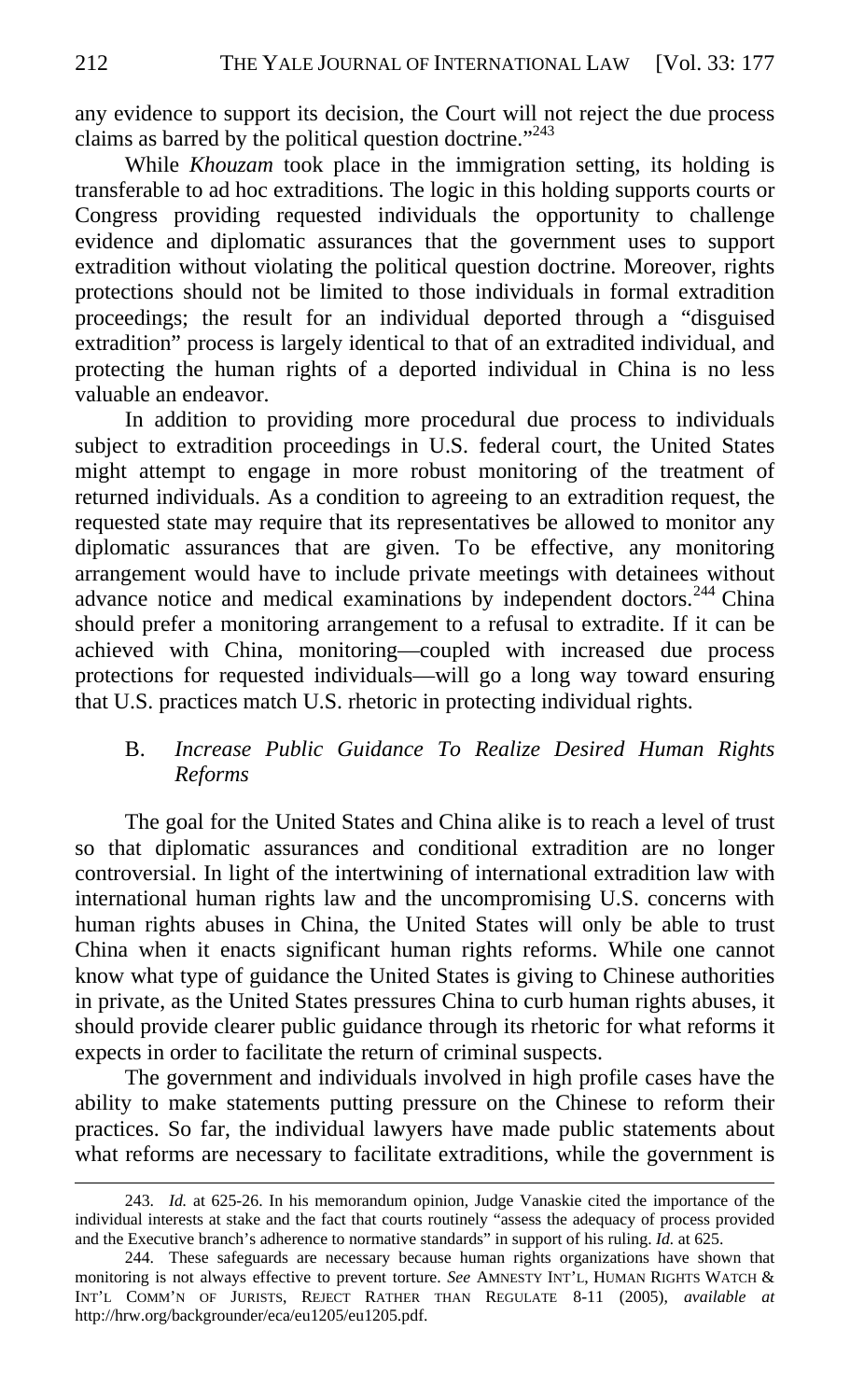any evidence to support its decision, the Court will not reject the due process claims as barred by the political question doctrine."[243]

While *Khouzam* took place in the immigration setting, its holding is transferable to ad hoc extraditions. The logic in this holding supports courts or Congress providing requested individuals the opportunity to challenge evidence and diplomatic assurances that the government uses to support extradition without violating the political question doctrine. Moreover, rights protections should not be limited to those individuals in formal extradition proceedings; the result for an individual deported through a "disguised extradition" process is largely identical to that of an extradited individual, and protecting the human rights of a deported individual in China is no less valuable an endeavor.

In addition to providing more procedural due process to individuals subject to extradition proceedings in U.S. federal court, the United States might attempt to engage in more robust monitoring of the treatment of returned individuals. As a condition to agreeing to an extradition request, the requested state may require that its representatives be allowed to monitor any diplomatic assurances that are given. To be effective, any monitoring arrangement would have to include private meetings with detainees without advance notice and medical examinations by independent doctors.[244] China should prefer a monitoring arrangement to a refusal to extradite. If it can be achieved with China, monitoring—coupled with increased due process protections for requested individuals—will go a long way toward ensuring that U.S. practices match U.S. rhetoric in protecting individual rights.

### B. *Increase Public Guidance To Realize Desired Human Rights Reforms*

The goal for the United States and China alike is to reach a level of trust so that diplomatic assurances and conditional extradition are no longer controversial. In light of the intertwining of international extradition law with international human rights law and the uncompromising U.S. concerns with human rights abuses in China, the United States will only be able to trust China when it enacts significant human rights reforms. While one cannot know what type of guidance the United States is giving to Chinese authorities in private, as the United States pressures China to curb human rights abuses, it should provide clearer public guidance through its rhetoric for what reforms it expects in order to facilitate the return of criminal suspects.

The government and individuals involved in high profile cases have the ability to make statements putting pressure on the Chinese to reform their practices. So far, the individual lawyers have made public statements about what reforms are necessary to facilitate extraditions, while the government is

---

243. *Id.* at 625-26. In his memorandum opinion, Judge Vanaskie cited the importance of the individual interests at stake and the fact that courts routinely "assess the adequacy of process provided and the Executive branch's adherence to normative standards" in support of his ruling. *Id.* at 625.

244. These safeguards are necessary because human rights organizations have shown that monitoring is not always effective to prevent torture. *See* AMNESTY INT'L, HUMAN RIGHTS WATCH & INT'L COMM'N OF JURISTS, REJECT RATHER THAN REGULATE 8-11 (2005), *available at* http://hrw.org/backgrounder/eca/eu1205/eu1205.pdf.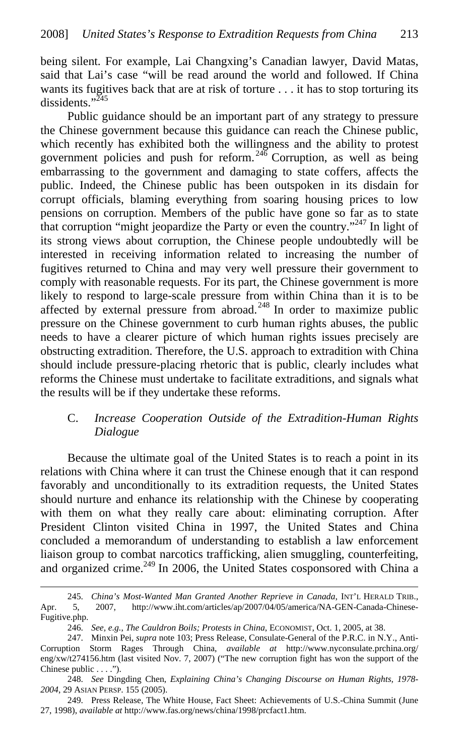being silent. For example, Lai Changxing's Canadian lawyer, David Matas, said that Lai's case "will be read around the world and followed. If China wants its fugitives back that are at risk of torture . . . it has to stop torturing its dissidents."[245]

Public guidance should be an important part of any strategy to pressure the Chinese government because this guidance can reach the Chinese public, which recently has exhibited both the willingness and the ability to protest government policies and push for reform.[246] Corruption, as well as being embarrassing to the government and damaging to state coffers, affects the public. Indeed, the Chinese public has been outspoken in its disdain for corrupt officials, blaming everything from soaring housing prices to low pensions on corruption. Members of the public have gone so far as to state that corruption "might jeopardize the Party or even the country."[247] In light of its strong views about corruption, the Chinese people undoubtedly will be interested in receiving information related to increasing the number of fugitives returned to China and may very well pressure their government to comply with reasonable requests. For its part, the Chinese government is more likely to respond to large-scale pressure from within China than it is to be affected by external pressure from abroad.[248] In order to maximize public pressure on the Chinese government to curb human rights abuses, the public needs to have a clearer picture of which human rights issues precisely are obstructing extradition. Therefore, the U.S. approach to extradition with China should include pressure-placing rhetoric that is public, clearly includes what reforms the Chinese must undertake to facilitate extraditions, and signals what the results will be if they undertake these reforms.

### C. *Increase Cooperation Outside of the Extradition-Human Rights Dialogue*

Because the ultimate goal of the United States is to reach a point in its relations with China where it can trust the Chinese enough that it can respond favorably and unconditionally to its extradition requests, the United States should nurture and enhance its relationship with the Chinese by cooperating with them on what they really care about: eliminating corruption. After President Clinton visited China in 1997, the United States and China concluded a memorandum of understanding to establish a law enforcement liaison group to combat narcotics trafficking, alien smuggling, counterfeiting, and organized crime.[249] In 2006, the United States cosponsored with China a

---

245. *China's Most-Wanted Man Granted Another Reprieve in Canada*, INT'L HERALD TRIB., Apr. 5, 2007, http://www.iht.com/articles/ap/2007/04/05/america/NA-GEN-Canada-Chinese-Fugitive.php.

246. *See, e.g.*, *The Cauldron Boils; Protests in China*, ECONOMIST, Oct. 1, 2005, at 38.

247. Minxin Pei, *supra* note 103; Press Release, Consulate-General of the P.R.C. in N.Y., Anti-Corruption Storm Rages Through China, *available at* http://www.nyconsulate.prchina.org/eng/xw/t274156.htm (last visited Nov. 7, 2007) ("The new corruption fight has won the support of the Chinese public . . . .").

248. *See* Dingding Chen, *Explaining China's Changing Discourse on Human Rights, 1978-2004*, 29 ASIAN PERSP. 155 (2005).

249. Press Release, The White House, Fact Sheet: Achievements of U.S.-China Summit (June 27, 1998), *available at* http://www.fas.org/news/china/1998/prcfact1.htm.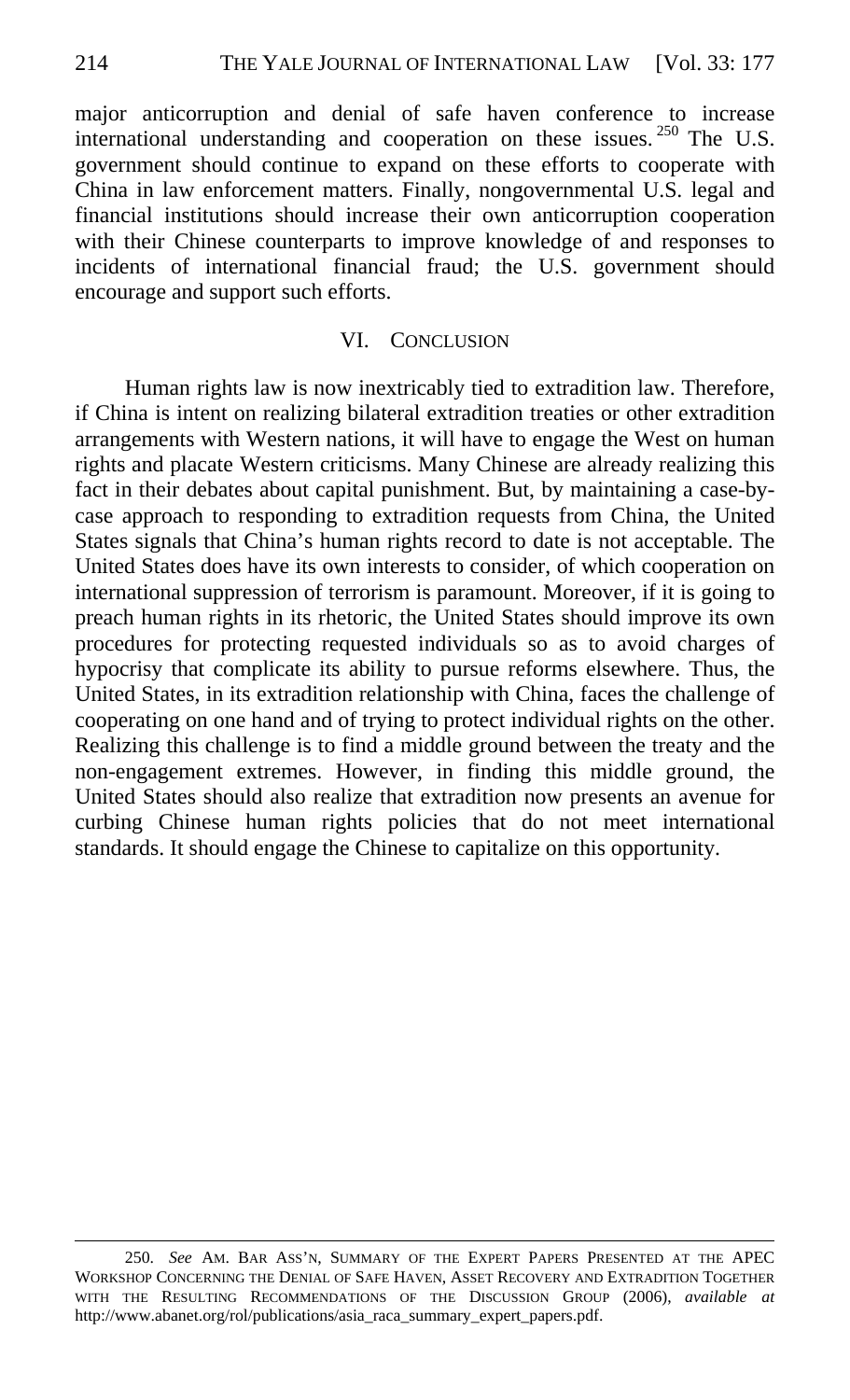major anticorruption and denial of safe haven conference to increase international understanding and cooperation on these issues.[250] The U.S. government should continue to expand on these efforts to cooperate with China in law enforcement matters. Finally, nongovernmental U.S. legal and financial institutions should increase their own anticorruption cooperation with their Chinese counterparts to improve knowledge of and responses to incidents of international financial fraud; the U.S. government should encourage and support such efforts.

## VI. CONCLUSION

Human rights law is now inextricably tied to extradition law. Therefore, if China is intent on realizing bilateral extradition treaties or other extradition arrangements with Western nations, it will have to engage the West on human rights and placate Western criticisms. Many Chinese are already realizing this fact in their debates about capital punishment. But, by maintaining a case-by-case approach to responding to extradition requests from China, the United States signals that China's human rights record to date is not acceptable. The United States does have its own interests to consider, of which cooperation on international suppression of terrorism is paramount. Moreover, if it is going to preach human rights in its rhetoric, the United States should improve its own procedures for protecting requested individuals so as to avoid charges of hypocrisy that complicate its ability to pursue reforms elsewhere. Thus, the United States, in its extradition relationship with China, faces the challenge of cooperating on one hand and of trying to protect individual rights on the other. Realizing this challenge is to find a middle ground between the treaty and the non-engagement extremes. However, in finding this middle ground, the United States should also realize that extradition now presents an avenue for curbing Chinese human rights policies that do not meet international standards. It should engage the Chinese to capitalize on this opportunity.

---

250. *See* AM. BAR ASS'N, SUMMARY OF THE EXPERT PAPERS PRESENTED AT THE APEC WORKSHOP CONCERNING THE DENIAL OF SAFE HAVEN, ASSET RECOVERY AND EXTRADITION TOGETHER WITH THE RESULTING RECOMMENDATIONS OF THE DISCUSSION GROUP (2006), *available at* http://www.abanet.org/rol/publications/asia_raca_summary_expert_papers.pdf.